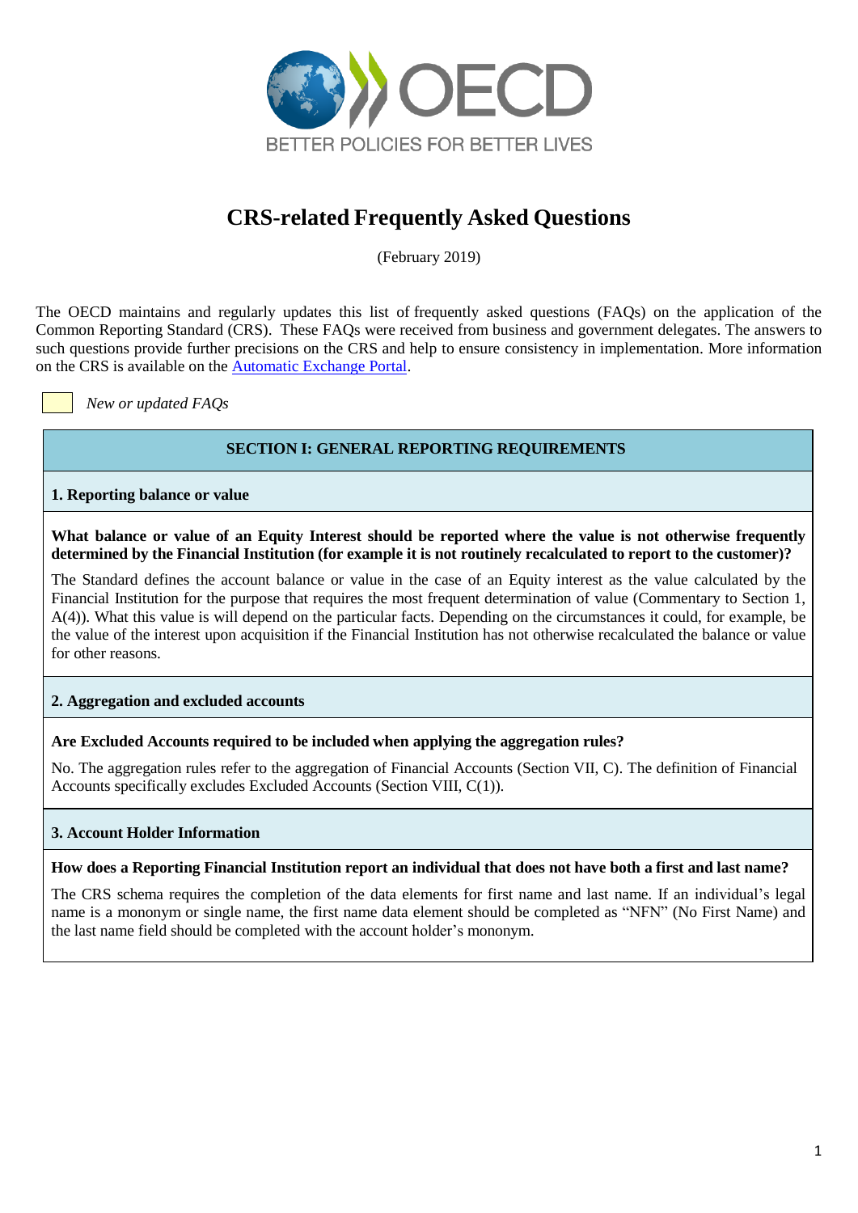OECD

BETTER POLICIES FOR BETTER LIVES

# CRS-related Frequently Asked Questions

(February 2019)

The OECD maintains and regularly updates this list of frequently asked questions (FAQs) on the application of the Common Reporting Standard (CRS). These FAQs were received from business and government delegates. The answers to such questions provide further precisions on the CRS and help to ensure consistency in implementation. More information on the CRS is available on the [Automatic Exchange Portal](Automatic Exchange Portal).

*New or updated FAQs*

## SECTION I: GENERAL REPORTING REQUIREMENTS

### 1. Reporting balance or value

**What balance or value of an Equity Interest should be reported where the value is not otherwise frequently determined by the Financial Institution (for example it is not routinely recalculated to report to the customer)?**

The Standard defines the account balance or value in the case of an Equity interest as the value calculated by the Financial Institution for the purpose that requires the most frequent determination of value (Commentary to Section 1, A(4)). What this value is will depend on the particular facts. Depending on the circumstances it could, for example, be the value of the interest upon acquisition if the Financial Institution has not otherwise recalculated the balance or value for other reasons.

### 2. Aggregation and excluded accounts

**Are Excluded Accounts required to be included when applying the aggregation rules?**

No. The aggregation rules refer to the aggregation of Financial Accounts (Section VII, C). The definition of Financial Accounts specifically excludes Excluded Accounts (Section VIII, C(1)).

### 3. Account Holder Information

**How does a Reporting Financial Institution report an individual that does not have both a first and last name?**

The CRS schema requires the completion of the data elements for first name and last name. If an individual's legal name is a mononym or single name, the first name data element should be completed as "NFN" (No First Name) and the last name field should be completed with the account holder's mononym.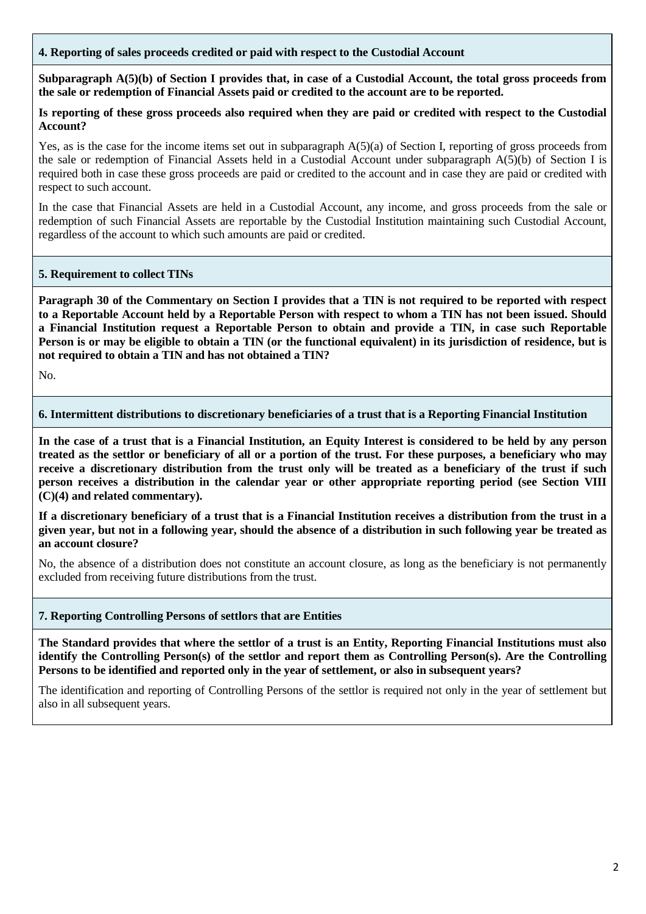### 4. Reporting of sales proceeds credited or paid with respect to the Custodial Account

**Subparagraph A(5)(b) of Section I provides that, in case of a Custodial Account, the total gross proceeds from the sale or redemption of Financial Assets paid or credited to the account are to be reported.**

**Is reporting of these gross proceeds also required when they are paid or credited with respect to the Custodial Account?**

Yes, as is the case for the income items set out in subparagraph A(5)(a) of Section I, reporting of gross proceeds from the sale or redemption of Financial Assets held in a Custodial Account under subparagraph A(5)(b) of Section I is required both in case these gross proceeds are paid or credited to the account and in case they are paid or credited with respect to such account.

In the case that Financial Assets are held in a Custodial Account, any income, and gross proceeds from the sale or redemption of such Financial Assets are reportable by the Custodial Institution maintaining such Custodial Account, regardless of the account to which such amounts are paid or credited.

### 5. Requirement to collect TINs

**Paragraph 30 of the Commentary on Section I provides that a TIN is not required to be reported with respect to a Reportable Account held by a Reportable Person with respect to whom a TIN has not been issued. Should a Financial Institution request a Reportable Person to obtain and provide a TIN, in case such Reportable Person is or may be eligible to obtain a TIN (or the functional equivalent) in its jurisdiction of residence, but is not required to obtain a TIN and has not obtained a TIN?**

No.

### 6. Intermittent distributions to discretionary beneficiaries of a trust that is a Reporting Financial Institution

**In the case of a trust that is a Financial Institution, an Equity Interest is considered to be held by any person treated as the settlor or beneficiary of all or a portion of the trust. For these purposes, a beneficiary who may receive a discretionary distribution from the trust only will be treated as a beneficiary of the trust if such person receives a distribution in the calendar year or other appropriate reporting period (see Section VIII (C)(4) and related commentary).**

**If a discretionary beneficiary of a trust that is a Financial Institution receives a distribution from the trust in a given year, but not in a following year, should the absence of a distribution in such following year be treated as an account closure?**

No, the absence of a distribution does not constitute an account closure, as long as the beneficiary is not permanently excluded from receiving future distributions from the trust.

### 7. Reporting Controlling Persons of settlors that are Entities

**The Standard provides that where the settlor of a trust is an Entity, Reporting Financial Institutions must also identify the Controlling Person(s) of the settlor and report them as Controlling Person(s). Are the Controlling Persons to be identified and reported only in the year of settlement, or also in subsequent years?**

The identification and reporting of Controlling Persons of the settlor is required not only in the year of settlement but also in all subsequent years.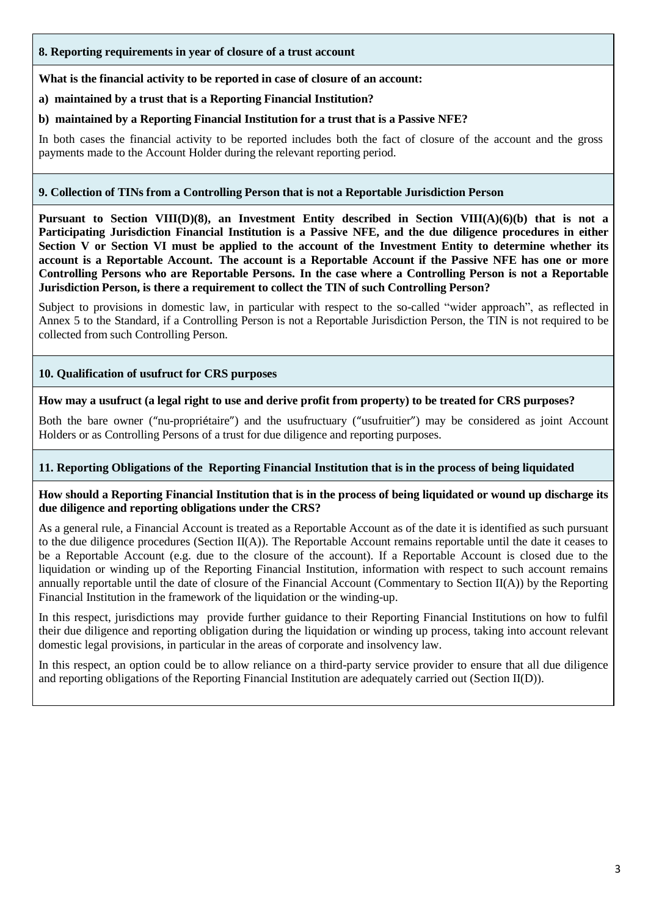### 8. Reporting requirements in year of closure of a trust account

**What is the financial activity to be reported in case of closure of an account:**

**a) maintained by a trust that is a Reporting Financial Institution?**

**b) maintained by a Reporting Financial Institution for a trust that is a Passive NFE?**

In both cases the financial activity to be reported includes both the fact of closure of the account and the gross payments made to the Account Holder during the relevant reporting period.

### 9. Collection of TINs from a Controlling Person that is not a Reportable Jurisdiction Person

**Pursuant to Section VIII(D)(8), an Investment Entity described in Section VIII(A)(6)(b) that is not a Participating Jurisdiction Financial Institution is a Passive NFE, and the due diligence procedures in either Section V or Section VI must be applied to the account of the Investment Entity to determine whether its account is a Reportable Account. The account is a Reportable Account if the Passive NFE has one or more Controlling Persons who are Reportable Persons. In the case where a Controlling Person is not a Reportable Jurisdiction Person, is there a requirement to collect the TIN of such Controlling Person?**

Subject to provisions in domestic law, in particular with respect to the so-called "wider approach", as reflected in Annex 5 to the Standard, if a Controlling Person is not a Reportable Jurisdiction Person, the TIN is not required to be collected from such Controlling Person.

### 10. Qualification of usufruct for CRS purposes

**How may a usufruct (a legal right to use and derive profit from property) to be treated for CRS purposes?**

Both the bare owner ("nu-propriétaire") and the usufructuary ("usufruitier") may be considered as joint Account Holders or as Controlling Persons of a trust for due diligence and reporting purposes.

### 11. Reporting Obligations of the Reporting Financial Institution that is in the process of being liquidated

**How should a Reporting Financial Institution that is in the process of being liquidated or wound up discharge its due diligence and reporting obligations under the CRS?**

As a general rule, a Financial Account is treated as a Reportable Account as of the date it is identified as such pursuant to the due diligence procedures (Section II(A)). The Reportable Account remains reportable until the date it ceases to be a Reportable Account (e.g. due to the closure of the account). If a Reportable Account is closed due to the liquidation or winding up of the Reporting Financial Institution, information with respect to such account remains annually reportable until the date of closure of the Financial Account (Commentary to Section II(A)) by the Reporting Financial Institution in the framework of the liquidation or the winding-up.

In this respect, jurisdictions may provide further guidance to their Reporting Financial Institutions on how to fulfil their due diligence and reporting obligation during the liquidation or winding up process, taking into account relevant domestic legal provisions, in particular in the areas of corporate and insolvency law.

In this respect, an option could be to allow reliance on a third-party service provider to ensure that all due diligence and reporting obligations of the Reporting Financial Institution are adequately carried out (Section II(D)).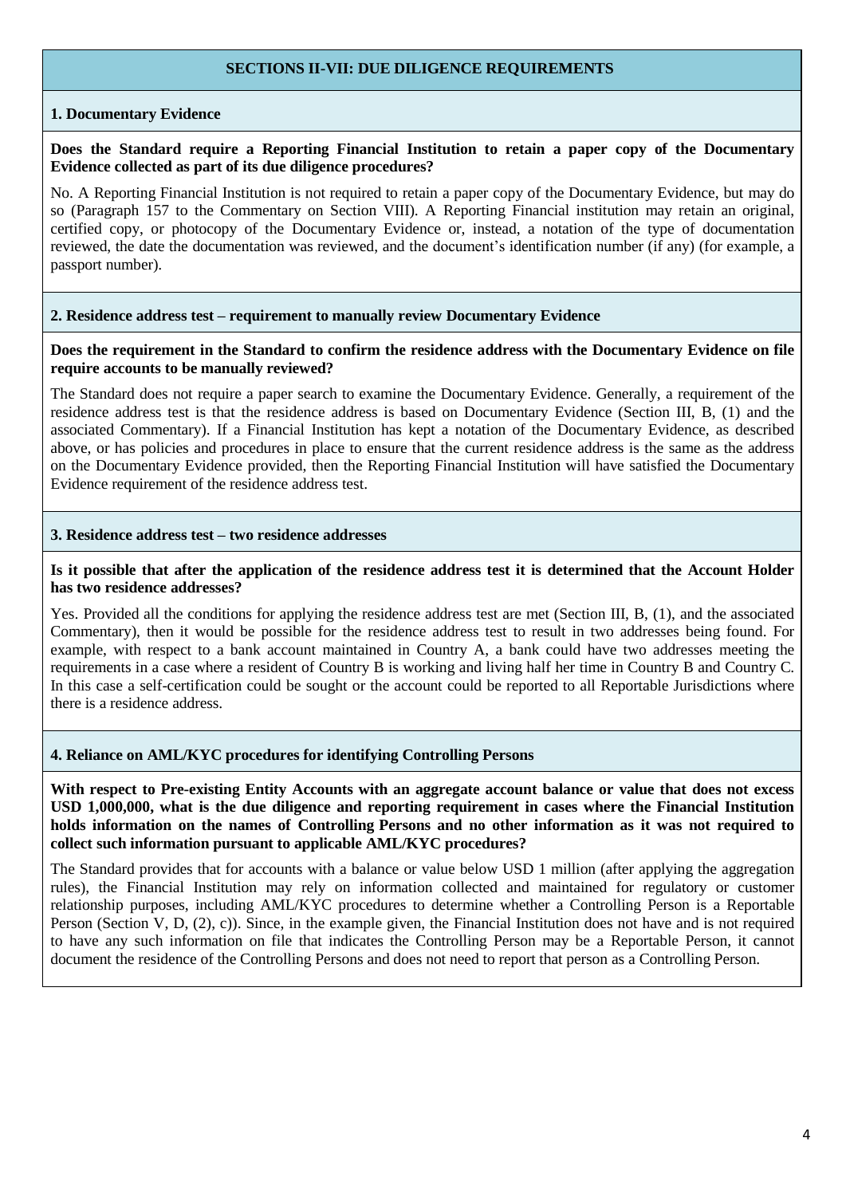## SECTIONS II-VII: DUE DILIGENCE REQUIREMENTS

### 1. Documentary Evidence

**Does the Standard require a Reporting Financial Institution to retain a paper copy of the Documentary Evidence collected as part of its due diligence procedures?**

No. A Reporting Financial Institution is not required to retain a paper copy of the Documentary Evidence, but may do so (Paragraph 157 to the Commentary on Section VIII). A Reporting Financial institution may retain an original, certified copy, or photocopy of the Documentary Evidence or, instead, a notation of the type of documentation reviewed, the date the documentation was reviewed, and the document's identification number (if any) (for example, a passport number).

### 2. Residence address test – requirement to manually review Documentary Evidence

**Does the requirement in the Standard to confirm the residence address with the Documentary Evidence on file require accounts to be manually reviewed?**

The Standard does not require a paper search to examine the Documentary Evidence. Generally, a requirement of the residence address test is that the residence address is based on Documentary Evidence (Section III, B, (1) and the associated Commentary). If a Financial Institution has kept a notation of the Documentary Evidence, as described above, or has policies and procedures in place to ensure that the current residence address is the same as the address on the Documentary Evidence provided, then the Reporting Financial Institution will have satisfied the Documentary Evidence requirement of the residence address test.

### 3. Residence address test – two residence addresses

**Is it possible that after the application of the residence address test it is determined that the Account Holder has two residence addresses?**

Yes. Provided all the conditions for applying the residence address test are met (Section III, B, (1), and the associated Commentary), then it would be possible for the residence address test to result in two addresses being found. For example, with respect to a bank account maintained in Country A, a bank could have two addresses meeting the requirements in a case where a resident of Country B is working and living half her time in Country B and Country C. In this case a self-certification could be sought or the account could be reported to all Reportable Jurisdictions where there is a residence address.

### 4. Reliance on AML/KYC procedures for identifying Controlling Persons

**With respect to Pre-existing Entity Accounts with an aggregate account balance or value that does not excess USD 1,000,000, what is the due diligence and reporting requirement in cases where the Financial Institution holds information on the names of Controlling Persons and no other information as it was not required to collect such information pursuant to applicable AML/KYC procedures?**

The Standard provides that for accounts with a balance or value below USD 1 million (after applying the aggregation rules), the Financial Institution may rely on information collected and maintained for regulatory or customer relationship purposes, including AML/KYC procedures to determine whether a Controlling Person is a Reportable Person (Section V, D, (2), c)). Since, in the example given, the Financial Institution does not have and is not required to have any such information on file that indicates the Controlling Person may be a Reportable Person, it cannot document the residence of the Controlling Persons and does not need to report that person as a Controlling Person.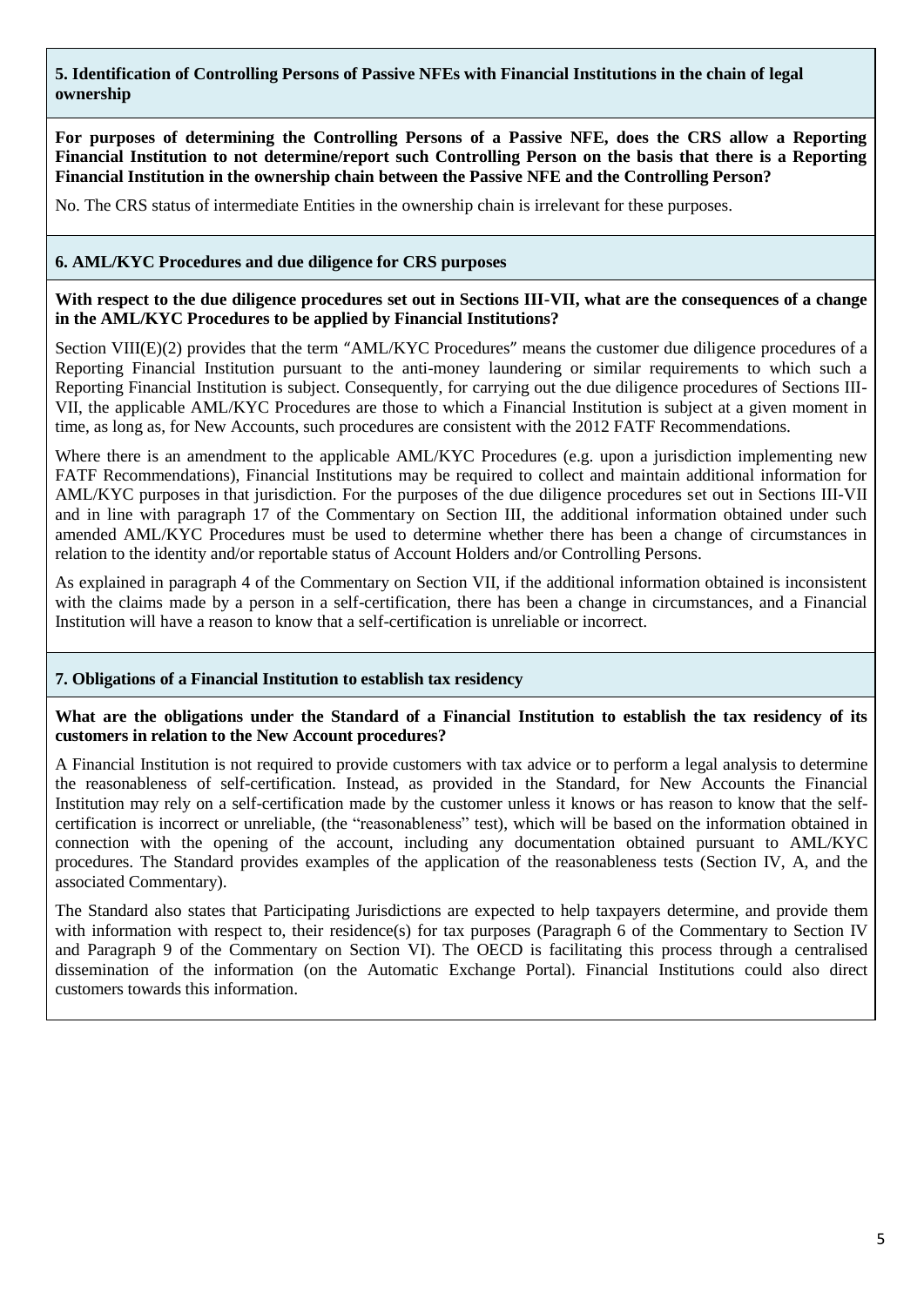### 5. Identification of Controlling Persons of Passive NFEs with Financial Institutions in the chain of legal ownership

**For purposes of determining the Controlling Persons of a Passive NFE, does the CRS allow a Reporting Financial Institution to not determine/report such Controlling Person on the basis that there is a Reporting Financial Institution in the ownership chain between the Passive NFE and the Controlling Person?**

No. The CRS status of intermediate Entities in the ownership chain is irrelevant for these purposes.

### 6. AML/KYC Procedures and due diligence for CRS purposes

**With respect to the due diligence procedures set out in Sections III-VII, what are the consequences of a change in the AML/KYC Procedures to be applied by Financial Institutions?**

Section VIII(E)(2) provides that the term "AML/KYC Procedures" means the customer due diligence procedures of a Reporting Financial Institution pursuant to the anti-money laundering or similar requirements to which such a Reporting Financial Institution is subject. Consequently, for carrying out the due diligence procedures of Sections III-VII, the applicable AML/KYC Procedures are those to which a Financial Institution is subject at a given moment in time, as long as, for New Accounts, such procedures are consistent with the 2012 FATF Recommendations.

Where there is an amendment to the applicable AML/KYC Procedures (e.g. upon a jurisdiction implementing new FATF Recommendations), Financial Institutions may be required to collect and maintain additional information for AML/KYC purposes in that jurisdiction. For the purposes of the due diligence procedures set out in Sections III-VII and in line with paragraph 17 of the Commentary on Section III, the additional information obtained under such amended AML/KYC Procedures must be used to determine whether there has been a change of circumstances in relation to the identity and/or reportable status of Account Holders and/or Controlling Persons.

As explained in paragraph 4 of the Commentary on Section VII, if the additional information obtained is inconsistent with the claims made by a person in a self-certification, there has been a change in circumstances, and a Financial Institution will have a reason to know that a self-certification is unreliable or incorrect.

### 7. Obligations of a Financial Institution to establish tax residency

**What are the obligations under the Standard of a Financial Institution to establish the tax residency of its customers in relation to the New Account procedures?**

A Financial Institution is not required to provide customers with tax advice or to perform a legal analysis to determine the reasonableness of self-certification. Instead, as provided in the Standard, for New Accounts the Financial Institution may rely on a self-certification made by the customer unless it knows or has reason to know that the self-certification is incorrect or unreliable, (the "reasonableness" test), which will be based on the information obtained in connection with the opening of the account, including any documentation obtained pursuant to AML/KYC procedures. The Standard provides examples of the application of the reasonableness tests (Section IV, A, and the associated Commentary).

The Standard also states that Participating Jurisdictions are expected to help taxpayers determine, and provide them with information with respect to, their residence(s) for tax purposes (Paragraph 6 of the Commentary to Section IV and Paragraph 9 of the Commentary on Section VI). The OECD is facilitating this process through a centralised dissemination of the information (on the Automatic Exchange Portal). Financial Institutions could also direct customers towards this information.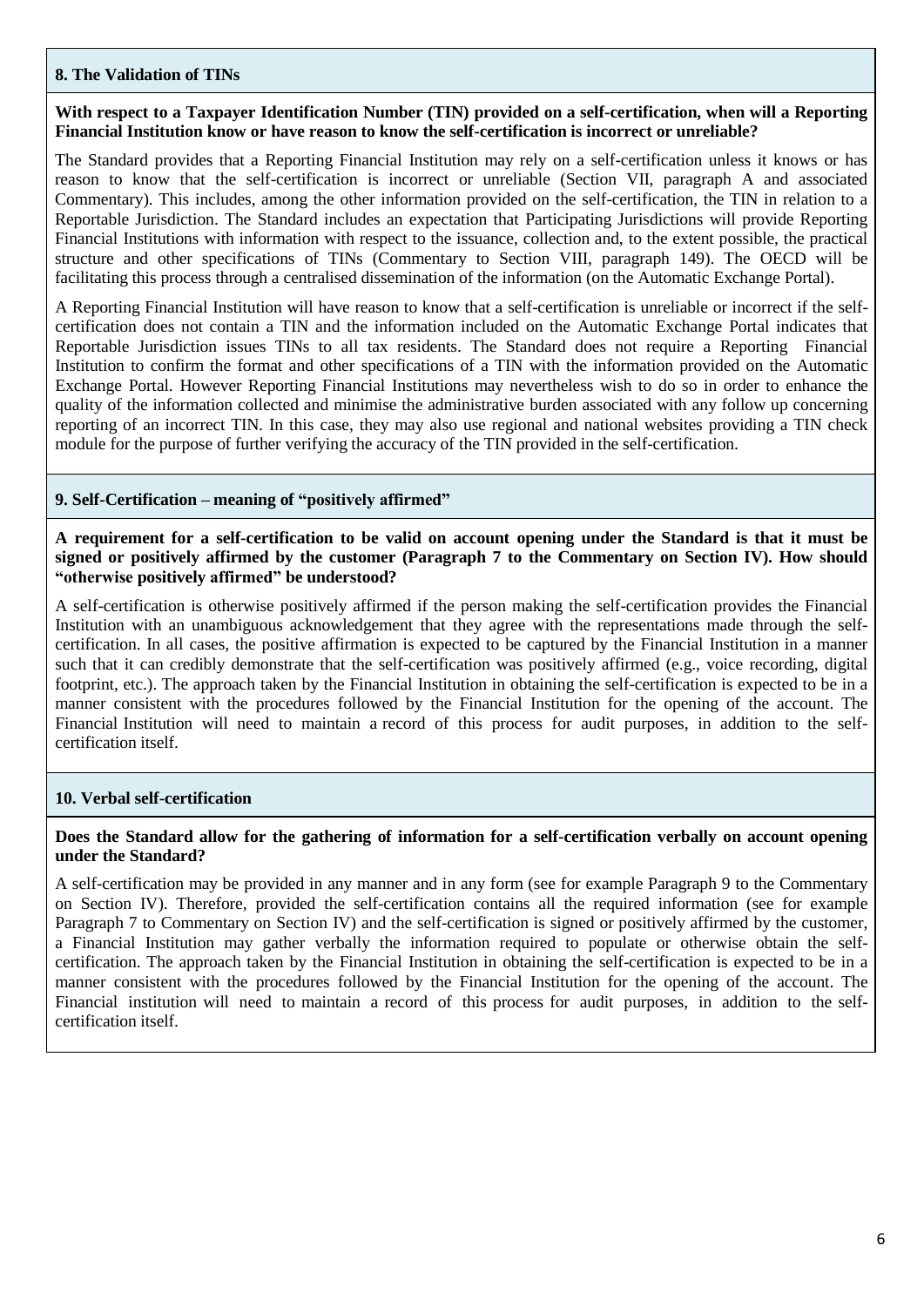### 8. The Validation of TINs

**With respect to a Taxpayer Identification Number (TIN) provided on a self-certification, when will a Reporting Financial Institution know or have reason to know the self-certification is incorrect or unreliable?**

The Standard provides that a Reporting Financial Institution may rely on a self-certification unless it knows or has reason to know that the self-certification is incorrect or unreliable (Section VII, paragraph A and associated Commentary). This includes, among the other information provided on the self-certification, the TIN in relation to a Reportable Jurisdiction. The Standard includes an expectation that Participating Jurisdictions will provide Reporting Financial Institutions with information with respect to the issuance, collection and, to the extent possible, the practical structure and other specifications of TINs (Commentary to Section VIII, paragraph 149). The OECD will be facilitating this process through a centralised dissemination of the information (on the Automatic Exchange Portal).

A Reporting Financial Institution will have reason to know that a self-certification is unreliable or incorrect if the self-certification does not contain a TIN and the information included on the Automatic Exchange Portal indicates that Reportable Jurisdiction issues TINs to all tax residents. The Standard does not require a Reporting Financial Institution to confirm the format and other specifications of a TIN with the information provided on the Automatic Exchange Portal. However Reporting Financial Institutions may nevertheless wish to do so in order to enhance the quality of the information collected and minimise the administrative burden associated with any follow up concerning reporting of an incorrect TIN. In this case, they may also use regional and national websites providing a TIN check module for the purpose of further verifying the accuracy of the TIN provided in the self-certification.

### 9. Self-Certification – meaning of "positively affirmed"

**A requirement for a self-certification to be valid on account opening under the Standard is that it must be signed or positively affirmed by the customer (Paragraph 7 to the Commentary on Section IV). How should "otherwise positively affirmed" be understood?**

A self-certification is otherwise positively affirmed if the person making the self-certification provides the Financial Institution with an unambiguous acknowledgement that they agree with the representations made through the self-certification. In all cases, the positive affirmation is expected to be captured by the Financial Institution in a manner such that it can credibly demonstrate that the self-certification was positively affirmed (e.g., voice recording, digital footprint, etc.). The approach taken by the Financial Institution in obtaining the self-certification is expected to be in a manner consistent with the procedures followed by the Financial Institution for the opening of the account. The Financial Institution will need to maintain a record of this process for audit purposes, in addition to the self-certification itself.

### 10. Verbal self-certification

**Does the Standard allow for the gathering of information for a self-certification verbally on account opening under the Standard?**

A self-certification may be provided in any manner and in any form (see for example Paragraph 9 to the Commentary on Section IV). Therefore, provided the self-certification contains all the required information (see for example Paragraph 7 to Commentary on Section IV) and the self-certification is signed or positively affirmed by the customer, a Financial Institution may gather verbally the information required to populate or otherwise obtain the self-certification. The approach taken by the Financial Institution in obtaining the self-certification is expected to be in a manner consistent with the procedures followed by the Financial Institution for the opening of the account. The Financial institution will need to maintain a record of this process for audit purposes, in addition to the self-certification itself.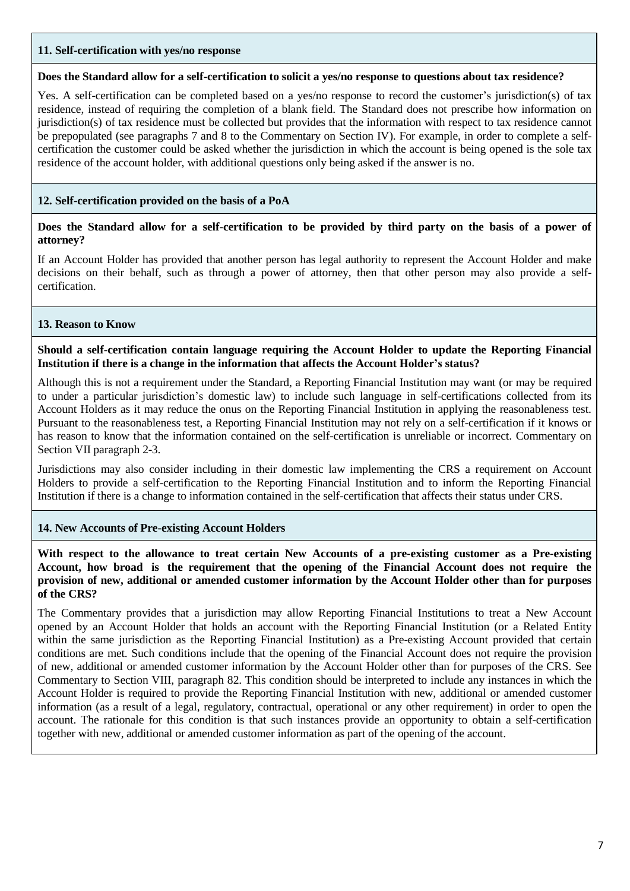### 11. Self-certification with yes/no response

**Does the Standard allow for a self-certification to solicit a yes/no response to questions about tax residence?**

Yes. A self-certification can be completed based on a yes/no response to record the customer's jurisdiction(s) of tax residence, instead of requiring the completion of a blank field. The Standard does not prescribe how information on jurisdiction(s) of tax residence must be collected but provides that the information with respect to tax residence cannot be prepopulated (see paragraphs 7 and 8 to the Commentary on Section IV). For example, in order to complete a self-certification the customer could be asked whether the jurisdiction in which the account is being opened is the sole tax residence of the account holder, with additional questions only being asked if the answer is no.

### 12. Self-certification provided on the basis of a PoA

**Does the Standard allow for a self-certification to be provided by third party on the basis of a power of attorney?**

If an Account Holder has provided that another person has legal authority to represent the Account Holder and make decisions on their behalf, such as through a power of attorney, then that other person may also provide a self-certification.

### 13. Reason to Know

**Should a self-certification contain language requiring the Account Holder to update the Reporting Financial Institution if there is a change in the information that affects the Account Holder's status?**

Although this is not a requirement under the Standard, a Reporting Financial Institution may want (or may be required to under a particular jurisdiction's domestic law) to include such language in self-certifications collected from its Account Holders as it may reduce the onus on the Reporting Financial Institution in applying the reasonableness test. Pursuant to the reasonableness test, a Reporting Financial Institution may not rely on a self-certification if it knows or has reason to know that the information contained on the self-certification is unreliable or incorrect. Commentary on Section VII paragraph 2-3.

Jurisdictions may also consider including in their domestic law implementing the CRS a requirement on Account Holders to provide a self-certification to the Reporting Financial Institution and to inform the Reporting Financial Institution if there is a change to information contained in the self-certification that affects their status under CRS.

### 14. New Accounts of Pre-existing Account Holders

**With respect to the allowance to treat certain New Accounts of a pre-existing customer as a Pre-existing Account, how broad is the requirement that the opening of the Financial Account does not require the provision of new, additional or amended customer information by the Account Holder other than for purposes of the CRS?**

The Commentary provides that a jurisdiction may allow Reporting Financial Institutions to treat a New Account opened by an Account Holder that holds an account with the Reporting Financial Institution (or a Related Entity within the same jurisdiction as the Reporting Financial Institution) as a Pre-existing Account provided that certain conditions are met. Such conditions include that the opening of the Financial Account does not require the provision of new, additional or amended customer information by the Account Holder other than for purposes of the CRS. See Commentary to Section VIII, paragraph 82. This condition should be interpreted to include any instances in which the Account Holder is required to provide the Reporting Financial Institution with new, additional or amended customer information (as a result of a legal, regulatory, contractual, operational or any other requirement) in order to open the account. The rationale for this condition is that such instances provide an opportunity to obtain a self-certification together with new, additional or amended customer information as part of the opening of the account.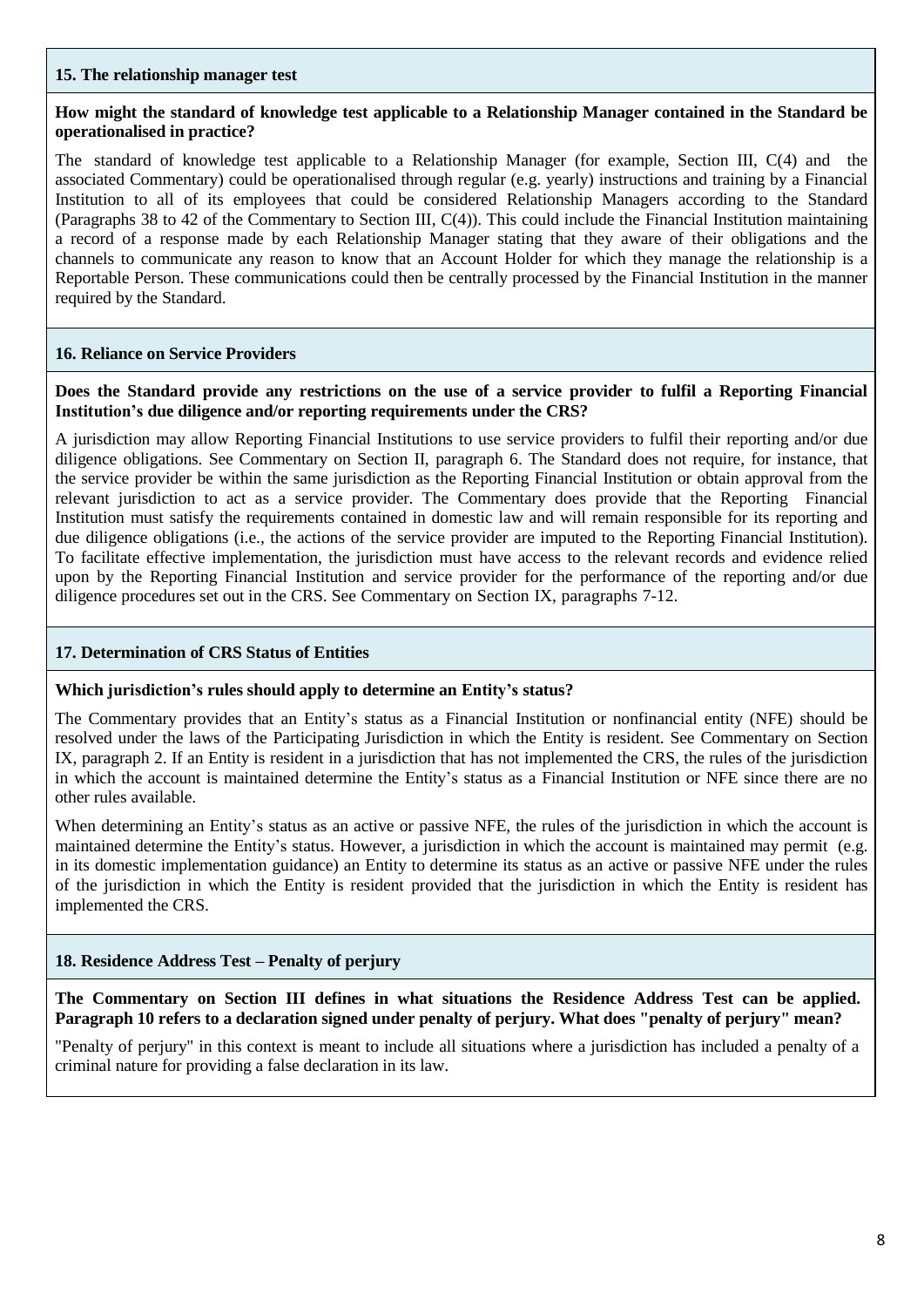### 15. The relationship manager test

**How might the standard of knowledge test applicable to a Relationship Manager contained in the Standard be operationalised in practice?**

The standard of knowledge test applicable to a Relationship Manager (for example, Section III, C(4) and the associated Commentary) could be operationalised through regular (e.g. yearly) instructions and training by a Financial Institution to all of its employees that could be considered Relationship Managers according to the Standard (Paragraphs 38 to 42 of the Commentary to Section III, C(4)). This could include the Financial Institution maintaining a record of a response made by each Relationship Manager stating that they aware of their obligations and the channels to communicate any reason to know that an Account Holder for which they manage the relationship is a Reportable Person. These communications could then be centrally processed by the Financial Institution in the manner required by the Standard.

### 16. Reliance on Service Providers

**Does the Standard provide any restrictions on the use of a service provider to fulfil a Reporting Financial Institution's due diligence and/or reporting requirements under the CRS?**

A jurisdiction may allow Reporting Financial Institutions to use service providers to fulfil their reporting and/or due diligence obligations. See Commentary on Section II, paragraph 6. The Standard does not require, for instance, that the service provider be within the same jurisdiction as the Reporting Financial Institution or obtain approval from the relevant jurisdiction to act as a service provider. The Commentary does provide that the Reporting Financial Institution must satisfy the requirements contained in domestic law and will remain responsible for its reporting and due diligence obligations (i.e., the actions of the service provider are imputed to the Reporting Financial Institution). To facilitate effective implementation, the jurisdiction must have access to the relevant records and evidence relied upon by the Reporting Financial Institution and service provider for the performance of the reporting and/or due diligence procedures set out in the CRS. See Commentary on Section IX, paragraphs 7-12.

### 17. Determination of CRS Status of Entities

**Which jurisdiction's rules should apply to determine an Entity's status?**

The Commentary provides that an Entity's status as a Financial Institution or nonfinancial entity (NFE) should be resolved under the laws of the Participating Jurisdiction in which the Entity is resident. See Commentary on Section IX, paragraph 2. If an Entity is resident in a jurisdiction that has not implemented the CRS, the rules of the jurisdiction in which the account is maintained determine the Entity's status as a Financial Institution or NFE since there are no other rules available.

When determining an Entity's status as an active or passive NFE, the rules of the jurisdiction in which the account is maintained determine the Entity's status. However, a jurisdiction in which the account is maintained may permit (e.g. in its domestic implementation guidance) an Entity to determine its status as an active or passive NFE under the rules of the jurisdiction in which the Entity is resident provided that the jurisdiction in which the Entity is resident has implemented the CRS.

### 18. Residence Address Test – Penalty of perjury

**The Commentary on Section III defines in what situations the Residence Address Test can be applied. Paragraph 10 refers to a declaration signed under penalty of perjury. What does "penalty of perjury" mean?**

"Penalty of perjury" in this context is meant to include all situations where a jurisdiction has included a penalty of a criminal nature for providing a false declaration in its law.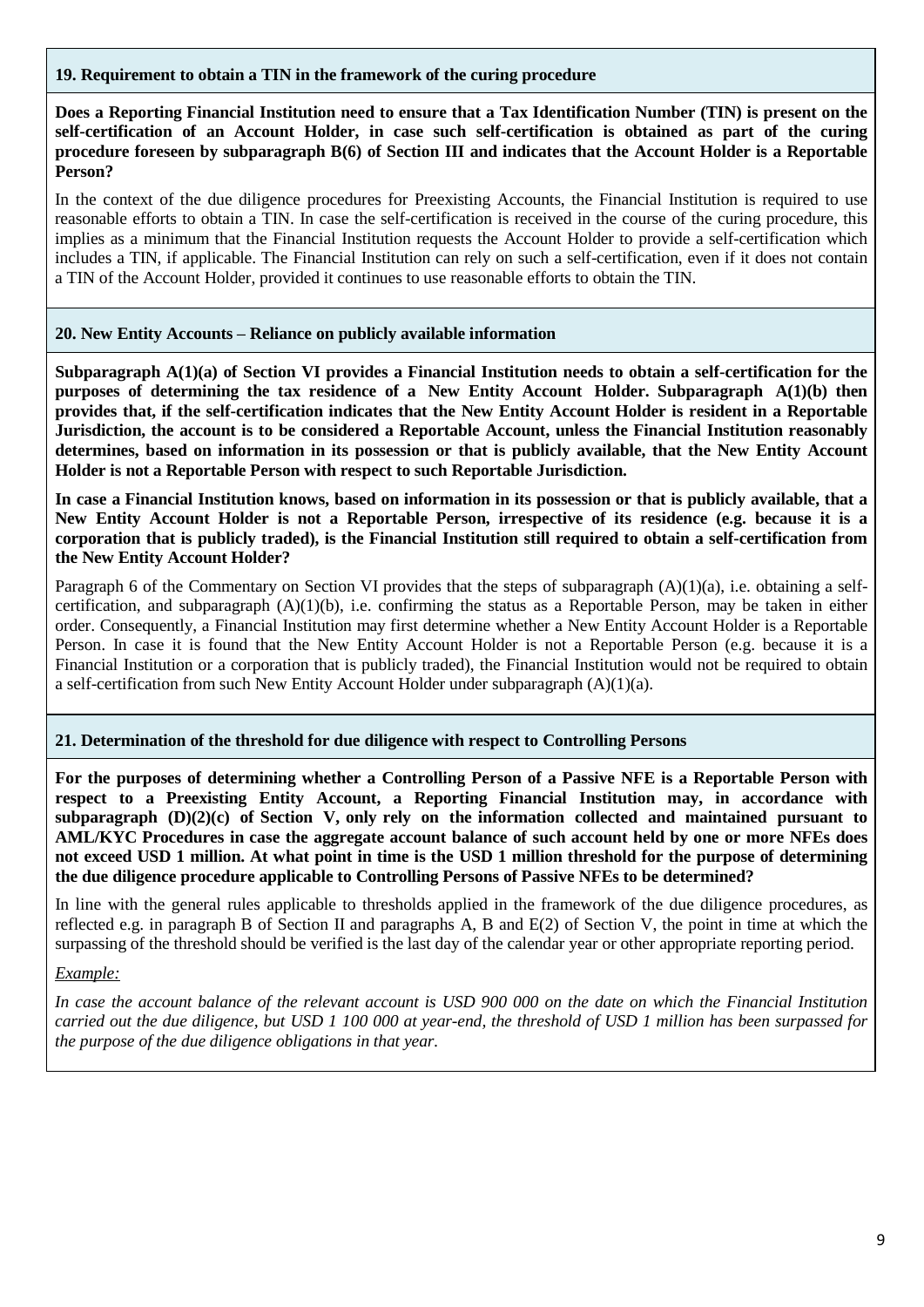### 19. Requirement to obtain a TIN in the framework of the curing procedure

**Does a Reporting Financial Institution need to ensure that a Tax Identification Number (TIN) is present on the self-certification of an Account Holder, in case such self-certification is obtained as part of the curing procedure foreseen by subparagraph B(6) of Section III and indicates that the Account Holder is a Reportable Person?**

In the context of the due diligence procedures for Preexisting Accounts, the Financial Institution is required to use reasonable efforts to obtain a TIN. In case the self-certification is received in the course of the curing procedure, this implies as a minimum that the Financial Institution requests the Account Holder to provide a self-certification which includes a TIN, if applicable. The Financial Institution can rely on such a self-certification, even if it does not contain a TIN of the Account Holder, provided it continues to use reasonable efforts to obtain the TIN.

### 20. New Entity Accounts – Reliance on publicly available information

**Subparagraph A(1)(a) of Section VI provides a Financial Institution needs to obtain a self-certification for the purposes of determining the tax residence of a New Entity Account Holder. Subparagraph A(1)(b) then provides that, if the self-certification indicates that the New Entity Account Holder is resident in a Reportable Jurisdiction, the account is to be considered a Reportable Account, unless the Financial Institution reasonably determines, based on information in its possession or that is publicly available, that the New Entity Account Holder is not a Reportable Person with respect to such Reportable Jurisdiction.**

**In case a Financial Institution knows, based on information in its possession or that is publicly available, that a New Entity Account Holder is not a Reportable Person, irrespective of its residence (e.g. because it is a corporation that is publicly traded), is the Financial Institution still required to obtain a self-certification from the New Entity Account Holder?**

Paragraph 6 of the Commentary on Section VI provides that the steps of subparagraph (A)(1)(a), i.e. obtaining a self-certification, and subparagraph (A)(1)(b), i.e. confirming the status as a Reportable Person, may be taken in either order. Consequently, a Financial Institution may first determine whether a New Entity Account Holder is a Reportable Person. In case it is found that the New Entity Account Holder is not a Reportable Person (e.g. because it is a Financial Institution or a corporation that is publicly traded), the Financial Institution would not be required to obtain a self-certification from such New Entity Account Holder under subparagraph (A)(1)(a).

### 21. Determination of the threshold for due diligence with respect to Controlling Persons

**For the purposes of determining whether a Controlling Person of a Passive NFE is a Reportable Person with respect to a Preexisting Entity Account, a Reporting Financial Institution may, in accordance with subparagraph (D)(2)(c) of Section V, only rely on the information collected and maintained pursuant to AML/KYC Procedures in case the aggregate account balance of such account held by one or more NFEs does not exceed USD 1 million. At what point in time is the USD 1 million threshold for the purpose of determining the due diligence procedure applicable to Controlling Persons of Passive NFEs to be determined?**

In line with the general rules applicable to thresholds applied in the framework of the due diligence procedures, as reflected e.g. in paragraph B of Section II and paragraphs A, B and E(2) of Section V, the point in time at which the surpassing of the threshold should be verified is the last day of the calendar year or other appropriate reporting period.

*Example:*

*In case the account balance of the relevant account is USD 900 000 on the date on which the Financial Institution carried out the due diligence, but USD 1 100 000 at year-end, the threshold of USD 1 million has been surpassed for the purpose of the due diligence obligations in that year.*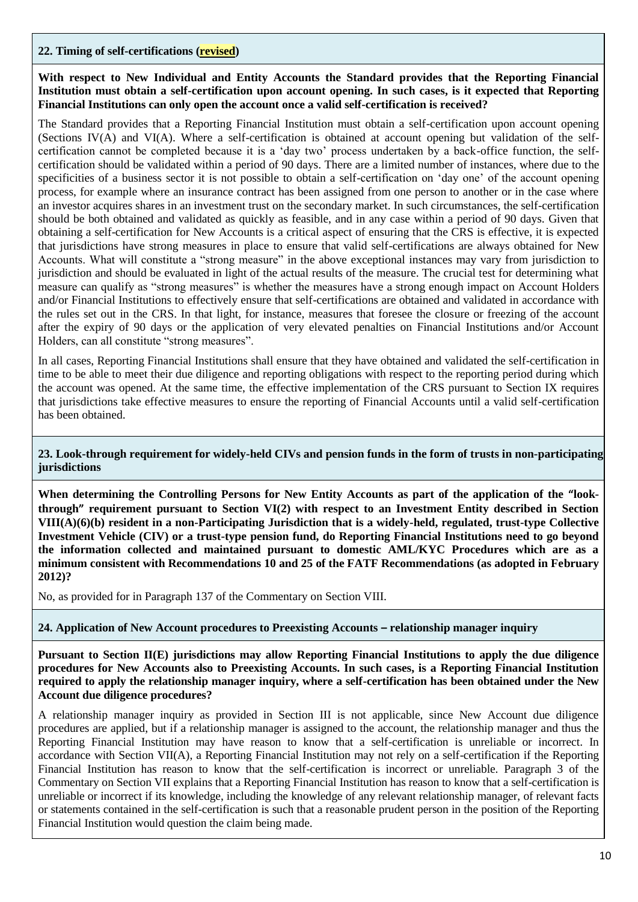**22. Timing of self-certifications (revised)**

**With respect to New Individual and Entity Accounts the Standard provides that the Reporting Financial Institution must obtain a self-certification upon account opening. In such cases, is it expected that Reporting Financial Institutions can only open the account once a valid self-certification is received?**

The Standard provides that a Reporting Financial Institution must obtain a self-certification upon account opening (Sections IV(A) and VI(A). Where a self-certification is obtained at account opening but validation of the self-certification cannot be completed because it is a 'day two' process undertaken by a back-office function, the self-certification should be validated within a period of 90 days. There are a limited number of instances, where due to the specificities of a business sector it is not possible to obtain a self-certification on 'day one' of the account opening process, for example where an insurance contract has been assigned from one person to another or in the case where an investor acquires shares in an investment trust on the secondary market. In such circumstances, the self-certification should be both obtained and validated as quickly as feasible, and in any case within a period of 90 days. Given that obtaining a self-certification for New Accounts is a critical aspect of ensuring that the CRS is effective, it is expected that jurisdictions have strong measures in place to ensure that valid self-certifications are always obtained for New Accounts. What will constitute a "strong measure" in the above exceptional instances may vary from jurisdiction to jurisdiction and should be evaluated in light of the actual results of the measure. The crucial test for determining what measure can qualify as "strong measures" is whether the measures have a strong enough impact on Account Holders and/or Financial Institutions to effectively ensure that self-certifications are obtained and validated in accordance with the rules set out in the CRS. In that light, for instance, measures that foresee the closure or freezing of the account after the expiry of 90 days or the application of very elevated penalties on Financial Institutions and/or Account Holders, can all constitute "strong measures".

In all cases, Reporting Financial Institutions shall ensure that they have obtained and validated the self-certification in time to be able to meet their due diligence and reporting obligations with respect to the reporting period during which the account was opened. At the same time, the effective implementation of the CRS pursuant to Section IX requires that jurisdictions take effective measures to ensure the reporting of Financial Accounts until a valid self-certification has been obtained.

**23. Look-through requirement for widely-held CIVs and pension funds in the form of trusts in non-participating jurisdictions**

**When determining the Controlling Persons for New Entity Accounts as part of the application of the "look-through" requirement pursuant to Section VI(2) with respect to an Investment Entity described in Section VIII(A)(6)(b) resident in a non-Participating Jurisdiction that is a widely-held, regulated, trust-type Collective Investment Vehicle (CIV) or a trust-type pension fund, do Reporting Financial Institutions need to go beyond the information collected and maintained pursuant to domestic AML/KYC Procedures which are as a minimum consistent with Recommendations 10 and 25 of the FATF Recommendations (as adopted in February 2012)?**

No, as provided for in Paragraph 137 of the Commentary on Section VIII.

**24. Application of New Account procedures to Preexisting Accounts – relationship manager inquiry**

**Pursuant to Section II(E) jurisdictions may allow Reporting Financial Institutions to apply the due diligence procedures for New Accounts also to Preexisting Accounts. In such cases, is a Reporting Financial Institution required to apply the relationship manager inquiry, where a self-certification has been obtained under the New Account due diligence procedures?**

A relationship manager inquiry as provided in Section III is not applicable, since New Account due diligence procedures are applied, but if a relationship manager is assigned to the account, the relationship manager and thus the Reporting Financial Institution may have reason to know that a self-certification is unreliable or incorrect. In accordance with Section VII(A), a Reporting Financial Institution may not rely on a self-certification if the Reporting Financial Institution has reason to know that the self-certification is incorrect or unreliable. Paragraph 3 of the Commentary on Section VII explains that a Reporting Financial Institution has reason to know that a self-certification is unreliable or incorrect if its knowledge, including the knowledge of any relevant relationship manager, of relevant facts or statements contained in the self-certification is such that a reasonable prudent person in the position of the Reporting Financial Institution would question the claim being made.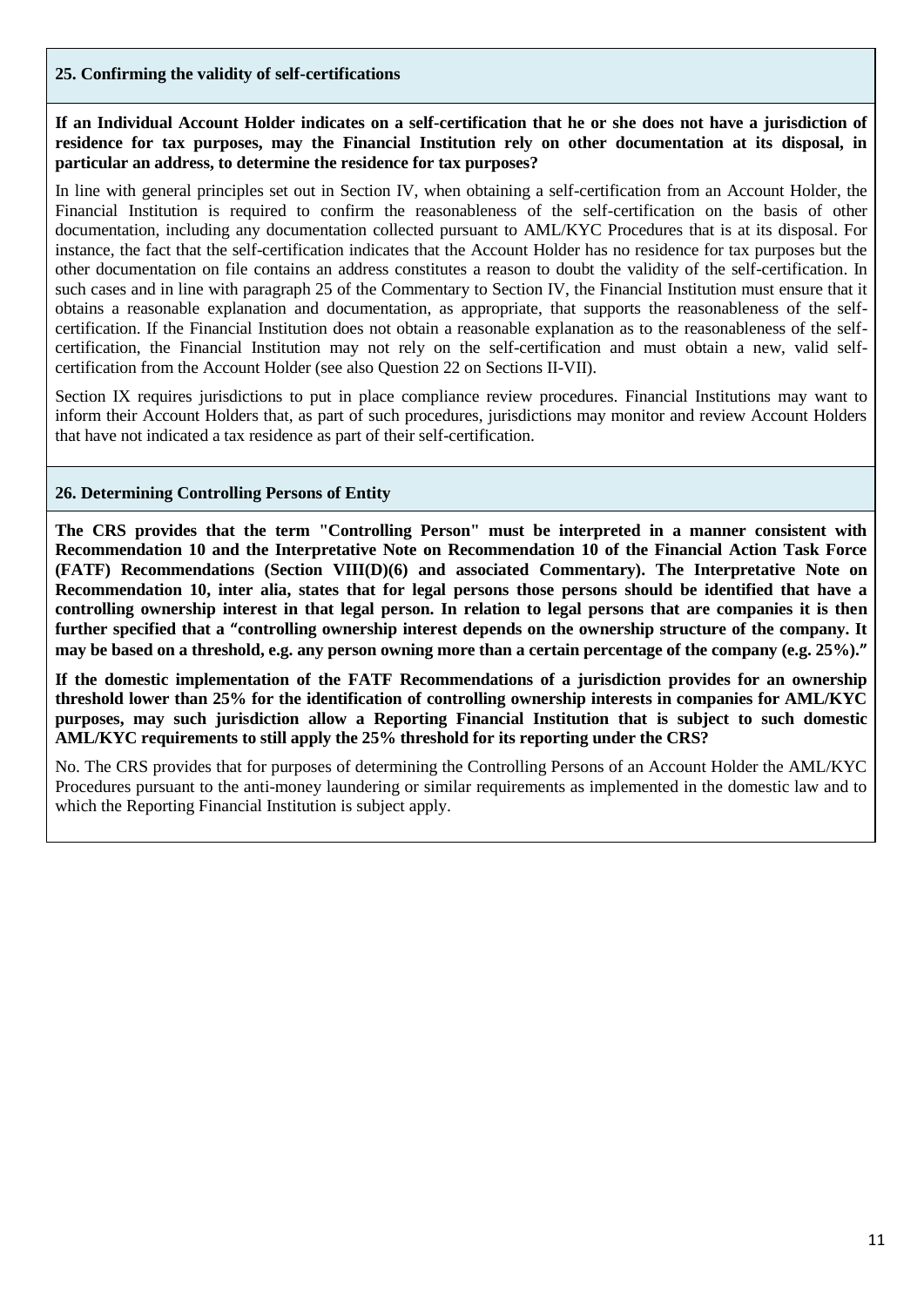### 25. Confirming the validity of self-certifications

**If an Individual Account Holder indicates on a self-certification that he or she does not have a jurisdiction of residence for tax purposes, may the Financial Institution rely on other documentation at its disposal, in particular an address, to determine the residence for tax purposes?**

In line with general principles set out in Section IV, when obtaining a self-certification from an Account Holder, the Financial Institution is required to confirm the reasonableness of the self-certification on the basis of other documentation, including any documentation collected pursuant to AML/KYC Procedures that is at its disposal. For instance, the fact that the self-certification indicates that the Account Holder has no residence for tax purposes but the other documentation on file contains an address constitutes a reason to doubt the validity of the self-certification. In such cases and in line with paragraph 25 of the Commentary to Section IV, the Financial Institution must ensure that it obtains a reasonable explanation and documentation, as appropriate, that supports the reasonableness of the self-certification. If the Financial Institution does not obtain a reasonable explanation as to the reasonableness of the self-certification, the Financial Institution may not rely on the self-certification and must obtain a new, valid self-certification from the Account Holder (see also Question 22 on Sections II-VII).

Section IX requires jurisdictions to put in place compliance review procedures. Financial Institutions may want to inform their Account Holders that, as part of such procedures, jurisdictions may monitor and review Account Holders that have not indicated a tax residence as part of their self-certification.

### 26. Determining Controlling Persons of Entity

**The CRS provides that the term "Controlling Person" must be interpreted in a manner consistent with Recommendation 10 and the Interpretative Note on Recommendation 10 of the Financial Action Task Force (FATF) Recommendations (Section VIII(D)(6) and associated Commentary). The Interpretative Note on Recommendation 10, inter alia, states that for legal persons those persons should be identified that have a controlling ownership interest in that legal person. In relation to legal persons that are companies it is then further specified that a "controlling ownership interest depends on the ownership structure of the company. It may be based on a threshold, e.g. any person owning more than a certain percentage of the company (e.g. 25%)."**

**If the domestic implementation of the FATF Recommendations of a jurisdiction provides for an ownership threshold lower than 25% for the identification of controlling ownership interests in companies for AML/KYC purposes, may such jurisdiction allow a Reporting Financial Institution that is subject to such domestic AML/KYC requirements to still apply the 25% threshold for its reporting under the CRS?**

No. The CRS provides that for purposes of determining the Controlling Persons of an Account Holder the AML/KYC Procedures pursuant to the anti-money laundering or similar requirements as implemented in the domestic law and to which the Reporting Financial Institution is subject apply.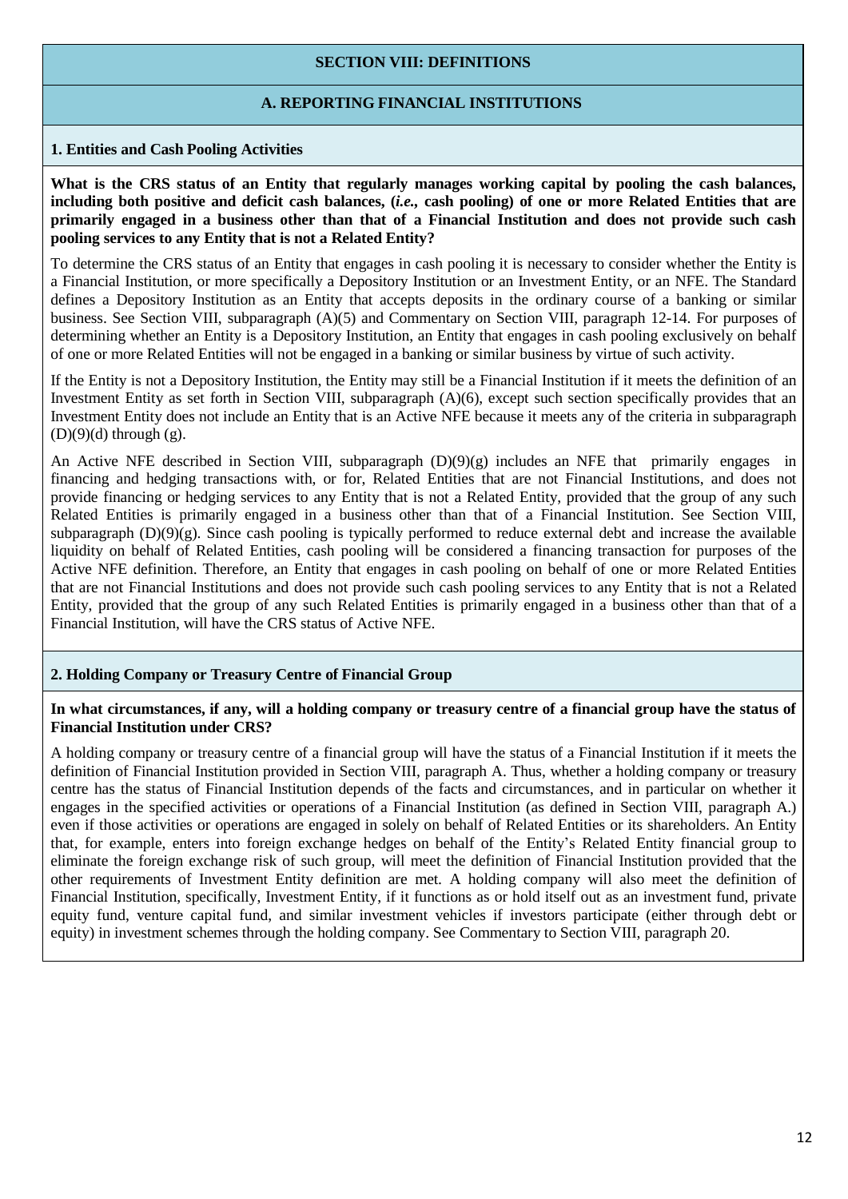# SECTION VIII: DEFINITIONS

## A. REPORTING FINANCIAL INSTITUTIONS

### 1. Entities and Cash Pooling Activities

**What is the CRS status of an Entity that regularly manages working capital by pooling the cash balances, including both positive and deficit cash balances, (*i.e.,* cash pooling) of one or more Related Entities that are primarily engaged in a business other than that of a Financial Institution and does not provide such cash pooling services to any Entity that is not a Related Entity?**

To determine the CRS status of an Entity that engages in cash pooling it is necessary to consider whether the Entity is a Financial Institution, or more specifically a Depository Institution or an Investment Entity, or an NFE. The Standard defines a Depository Institution as an Entity that accepts deposits in the ordinary course of a banking or similar business. See Section VIII, subparagraph (A)(5) and Commentary on Section VIII, paragraph 12-14. For purposes of determining whether an Entity is a Depository Institution, an Entity that engages in cash pooling exclusively on behalf of one or more Related Entities will not be engaged in a banking or similar business by virtue of such activity.

If the Entity is not a Depository Institution, the Entity may still be a Financial Institution if it meets the definition of an Investment Entity as set forth in Section VIII, subparagraph (A)(6), except such section specifically provides that an Investment Entity does not include an Entity that is an Active NFE because it meets any of the criteria in subparagraph (D)(9)(d) through (g).

An Active NFE described in Section VIII, subparagraph (D)(9)(g) includes an NFE that primarily engages in financing and hedging transactions with, or for, Related Entities that are not Financial Institutions, and does not provide financing or hedging services to any Entity that is not a Related Entity, provided that the group of any such Related Entities is primarily engaged in a business other than that of a Financial Institution. See Section VIII, subparagraph (D)(9)(g). Since cash pooling is typically performed to reduce external debt and increase the available liquidity on behalf of Related Entities, cash pooling will be considered a financing transaction for purposes of the Active NFE definition. Therefore, an Entity that engages in cash pooling on behalf of one or more Related Entities that are not Financial Institutions and does not provide such cash pooling services to any Entity that is not a Related Entity, provided that the group of any such Related Entities is primarily engaged in a business other than that of a Financial Institution, will have the CRS status of Active NFE.

### 2. Holding Company or Treasury Centre of Financial Group

**In what circumstances, if any, will a holding company or treasury centre of a financial group have the status of Financial Institution under CRS?**

A holding company or treasury centre of a financial group will have the status of a Financial Institution if it meets the definition of Financial Institution provided in Section VIII, paragraph A. Thus, whether a holding company or treasury centre has the status of Financial Institution depends of the facts and circumstances, and in particular on whether it engages in the specified activities or operations of a Financial Institution (as defined in Section VIII, paragraph A.) even if those activities or operations are engaged in solely on behalf of Related Entities or its shareholders. An Entity that, for example, enters into foreign exchange hedges on behalf of the Entity's Related Entity financial group to eliminate the foreign exchange risk of such group, will meet the definition of Financial Institution provided that the other requirements of Investment Entity definition are met. A holding company will also meet the definition of Financial Institution, specifically, Investment Entity, if it functions as or hold itself out as an investment fund, private equity fund, venture capital fund, and similar investment vehicles if investors participate (either through debt or equity) in investment schemes through the holding company. See Commentary to Section VIII, paragraph 20.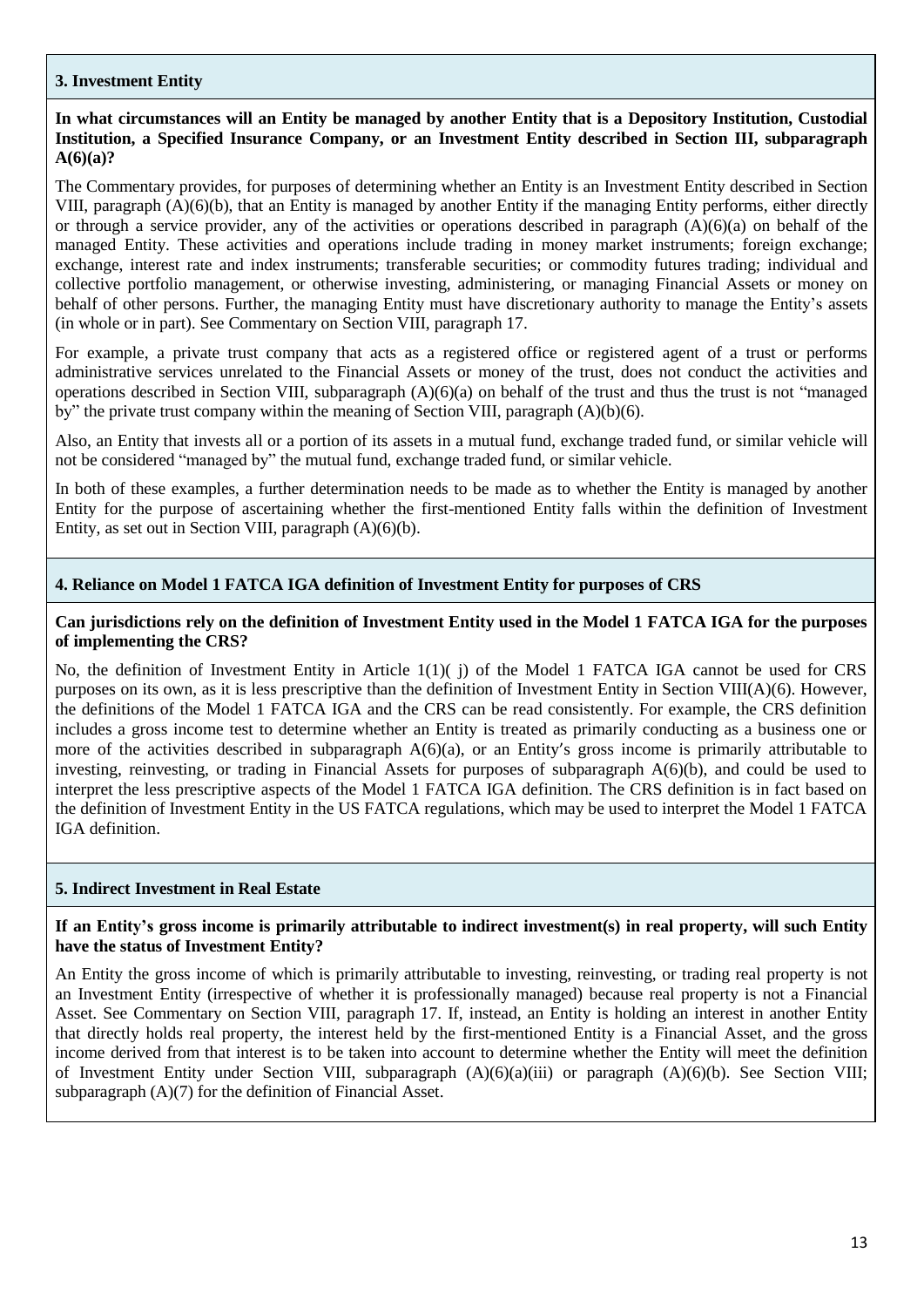### 3. Investment Entity

**In what circumstances will an Entity be managed by another Entity that is a Depository Institution, Custodial Institution, a Specified Insurance Company, or an Investment Entity described in Section III, subparagraph A(6)(a)?**

The Commentary provides, for purposes of determining whether an Entity is an Investment Entity described in Section VIII, paragraph (A)(6)(b), that an Entity is managed by another Entity if the managing Entity performs, either directly or through a service provider, any of the activities or operations described in paragraph (A)(6)(a) on behalf of the managed Entity. These activities and operations include trading in money market instruments; foreign exchange; exchange, interest rate and index instruments; transferable securities; or commodity futures trading; individual and collective portfolio management, or otherwise investing, administering, or managing Financial Assets or money on behalf of other persons. Further, the managing Entity must have discretionary authority to manage the Entity's assets (in whole or in part). See Commentary on Section VIII, paragraph 17.

For example, a private trust company that acts as a registered office or registered agent of a trust or performs administrative services unrelated to the Financial Assets or money of the trust, does not conduct the activities and operations described in Section VIII, subparagraph (A)(6)(a) on behalf of the trust and thus the trust is not "managed by" the private trust company within the meaning of Section VIII, paragraph (A)(b)(6).

Also, an Entity that invests all or a portion of its assets in a mutual fund, exchange traded fund, or similar vehicle will not be considered "managed by" the mutual fund, exchange traded fund, or similar vehicle.

In both of these examples, a further determination needs to be made as to whether the Entity is managed by another Entity for the purpose of ascertaining whether the first-mentioned Entity falls within the definition of Investment Entity, as set out in Section VIII, paragraph (A)(6)(b).

### 4. Reliance on Model 1 FATCA IGA definition of Investment Entity for purposes of CRS

**Can jurisdictions rely on the definition of Investment Entity used in the Model 1 FATCA IGA for the purposes of implementing the CRS?**

No, the definition of Investment Entity in Article 1(1)( j) of the Model 1 FATCA IGA cannot be used for CRS purposes on its own, as it is less prescriptive than the definition of Investment Entity in Section VIII(A)(6). However, the definitions of the Model 1 FATCA IGA and the CRS can be read consistently. For example, the CRS definition includes a gross income test to determine whether an Entity is treated as primarily conducting as a business one or more of the activities described in subparagraph A(6)(a), or an Entity's gross income is primarily attributable to investing, reinvesting, or trading in Financial Assets for purposes of subparagraph A(6)(b), and could be used to interpret the less prescriptive aspects of the Model 1 FATCA IGA definition. The CRS definition is in fact based on the definition of Investment Entity in the US FATCA regulations, which may be used to interpret the Model 1 FATCA IGA definition.

### 5. Indirect Investment in Real Estate

**If an Entity's gross income is primarily attributable to indirect investment(s) in real property, will such Entity have the status of Investment Entity?**

An Entity the gross income of which is primarily attributable to investing, reinvesting, or trading real property is not an Investment Entity (irrespective of whether it is professionally managed) because real property is not a Financial Asset. See Commentary on Section VIII, paragraph 17. If, instead, an Entity is holding an interest in another Entity that directly holds real property, the interest held by the first-mentioned Entity is a Financial Asset, and the gross income derived from that interest is to be taken into account to determine whether the Entity will meet the definition of Investment Entity under Section VIII, subparagraph (A)(6)(a)(iii) or paragraph (A)(6)(b). See Section VIII; subparagraph (A)(7) for the definition of Financial Asset.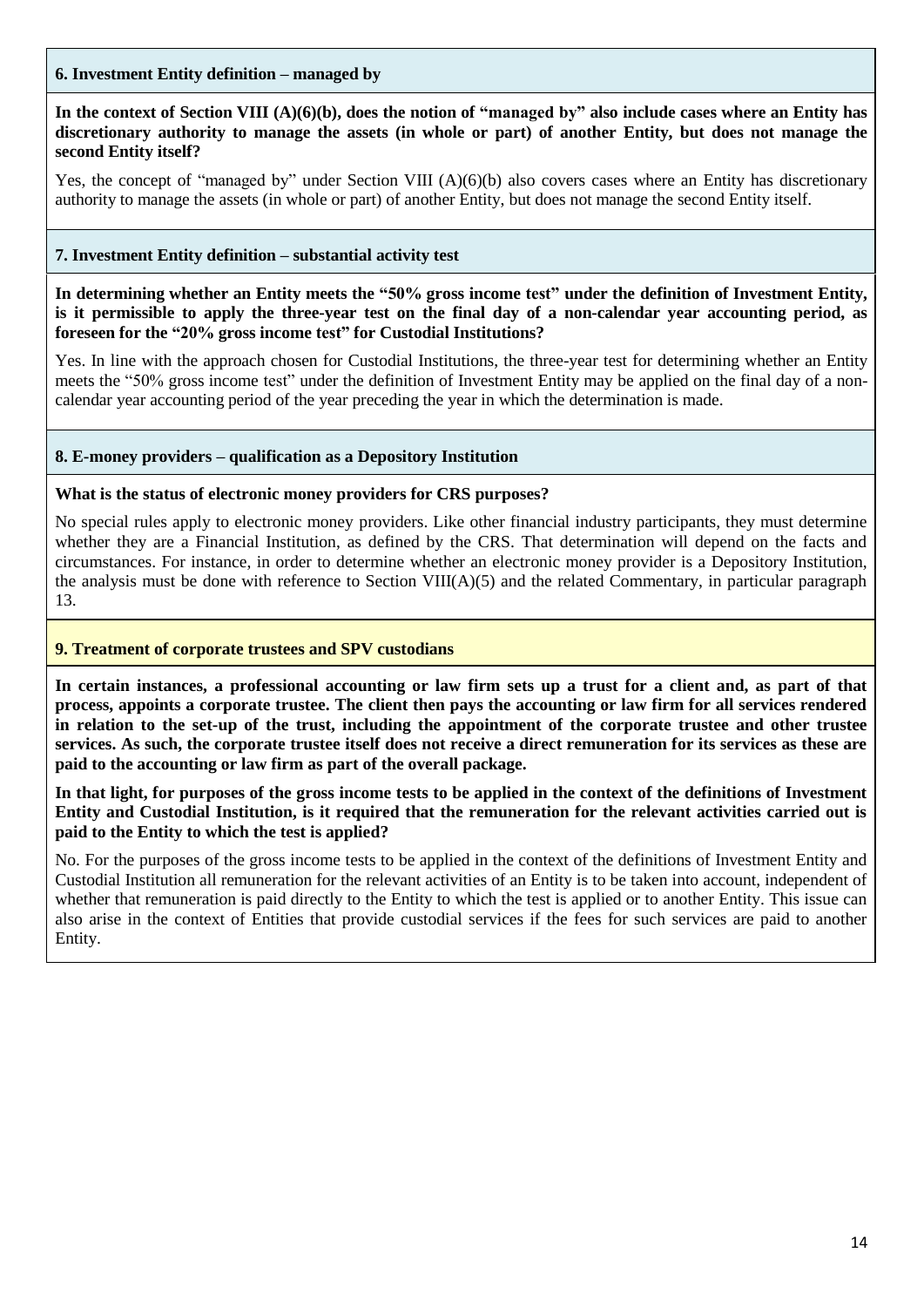### 6. Investment Entity definition – managed by

**In the context of Section VIII (A)(6)(b), does the notion of "managed by" also include cases where an Entity has discretionary authority to manage the assets (in whole or part) of another Entity, but does not manage the second Entity itself?**

Yes, the concept of "managed by" under Section VIII (A)(6)(b) also covers cases where an Entity has discretionary authority to manage the assets (in whole or part) of another Entity, but does not manage the second Entity itself.

### 7. Investment Entity definition – substantial activity test

**In determining whether an Entity meets the "50% gross income test" under the definition of Investment Entity, is it permissible to apply the three-year test on the final day of a non-calendar year accounting period, as foreseen for the "20% gross income test" for Custodial Institutions?**

Yes. In line with the approach chosen for Custodial Institutions, the three-year test for determining whether an Entity meets the "50% gross income test" under the definition of Investment Entity may be applied on the final day of a non-calendar year accounting period of the year preceding the year in which the determination is made.

### 8. E-money providers – qualification as a Depository Institution

**What is the status of electronic money providers for CRS purposes?**

No special rules apply to electronic money providers. Like other financial industry participants, they must determine whether they are a Financial Institution, as defined by the CRS. That determination will depend on the facts and circumstances. For instance, in order to determine whether an electronic money provider is a Depository Institution, the analysis must be done with reference to Section VIII(A)(5) and the related Commentary, in particular paragraph 13.

### 9. Treatment of corporate trustees and SPV custodians

**In certain instances, a professional accounting or law firm sets up a trust for a client and, as part of that process, appoints a corporate trustee. The client then pays the accounting or law firm for all services rendered in relation to the set-up of the trust, including the appointment of the corporate trustee and other trustee services. As such, the corporate trustee itself does not receive a direct remuneration for its services as these are paid to the accounting or law firm as part of the overall package.**

**In that light, for purposes of the gross income tests to be applied in the context of the definitions of Investment Entity and Custodial Institution, is it required that the remuneration for the relevant activities carried out is paid to the Entity to which the test is applied?**

No. For the purposes of the gross income tests to be applied in the context of the definitions of Investment Entity and Custodial Institution all remuneration for the relevant activities of an Entity is to be taken into account, independent of whether that remuneration is paid directly to the Entity to which the test is applied or to another Entity. This issue can also arise in the context of Entities that provide custodial services if the fees for such services are paid to another Entity.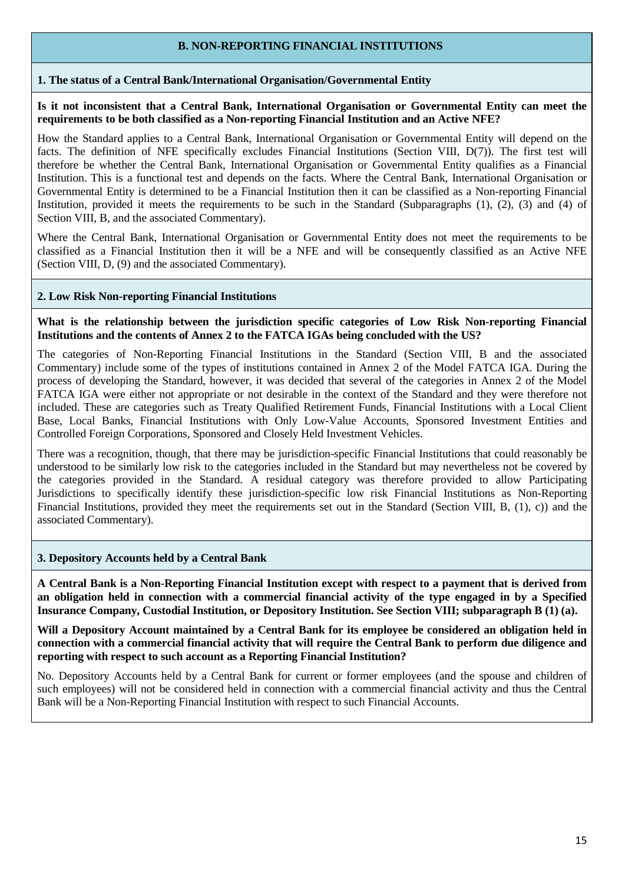## B. NON-REPORTING FINANCIAL INSTITUTIONS

### 1. The status of a Central Bank/International Organisation/Governmental Entity

**Is it not inconsistent that a Central Bank, International Organisation or Governmental Entity can meet the requirements to be both classified as a Non-reporting Financial Institution and an Active NFE?**

How the Standard applies to a Central Bank, International Organisation or Governmental Entity will depend on the facts. The definition of NFE specifically excludes Financial Institutions (Section VIII, D(7)). The first test will therefore be whether the Central Bank, International Organisation or Governmental Entity qualifies as a Financial Institution. This is a functional test and depends on the facts. Where the Central Bank, International Organisation or Governmental Entity is determined to be a Financial Institution then it can be classified as a Non-reporting Financial Institution, provided it meets the requirements to be such in the Standard (Subparagraphs (1), (2), (3) and (4) of Section VIII, B, and the associated Commentary).

Where the Central Bank, International Organisation or Governmental Entity does not meet the requirements to be classified as a Financial Institution then it will be a NFE and will be consequently classified as an Active NFE (Section VIII, D, (9) and the associated Commentary).

### 2. Low Risk Non-reporting Financial Institutions

**What is the relationship between the jurisdiction specific categories of Low Risk Non-reporting Financial Institutions and the contents of Annex 2 to the FATCA IGAs being concluded with the US?**

The categories of Non-Reporting Financial Institutions in the Standard (Section VIII, B and the associated Commentary) include some of the types of institutions contained in Annex 2 of the Model FATCA IGA. During the process of developing the Standard, however, it was decided that several of the categories in Annex 2 of the Model FATCA IGA were either not appropriate or not desirable in the context of the Standard and they were therefore not included. These are categories such as Treaty Qualified Retirement Funds, Financial Institutions with a Local Client Base, Local Banks, Financial Institutions with Only Low-Value Accounts, Sponsored Investment Entities and Controlled Foreign Corporations, Sponsored and Closely Held Investment Vehicles.

There was a recognition, though, that there may be jurisdiction-specific Financial Institutions that could reasonably be understood to be similarly low risk to the categories included in the Standard but may nevertheless not be covered by the categories provided in the Standard. A residual category was therefore provided to allow Participating Jurisdictions to specifically identify these jurisdiction-specific low risk Financial Institutions as Non-Reporting Financial Institutions, provided they meet the requirements set out in the Standard (Section VIII, B, (1), c)) and the associated Commentary).

### 3. Depository Accounts held by a Central Bank

**A Central Bank is a Non-Reporting Financial Institution except with respect to a payment that is derived from an obligation held in connection with a commercial financial activity of the type engaged in by a Specified Insurance Company, Custodial Institution, or Depository Institution. See Section VIII; subparagraph B (1) (a).**

**Will a Depository Account maintained by a Central Bank for its employee be considered an obligation held in connection with a commercial financial activity that will require the Central Bank to perform due diligence and reporting with respect to such account as a Reporting Financial Institution?**

No. Depository Accounts held by a Central Bank for current or former employees (and the spouse and children of such employees) will not be considered held in connection with a commercial financial activity and thus the Central Bank will be a Non-Reporting Financial Institution with respect to such Financial Accounts.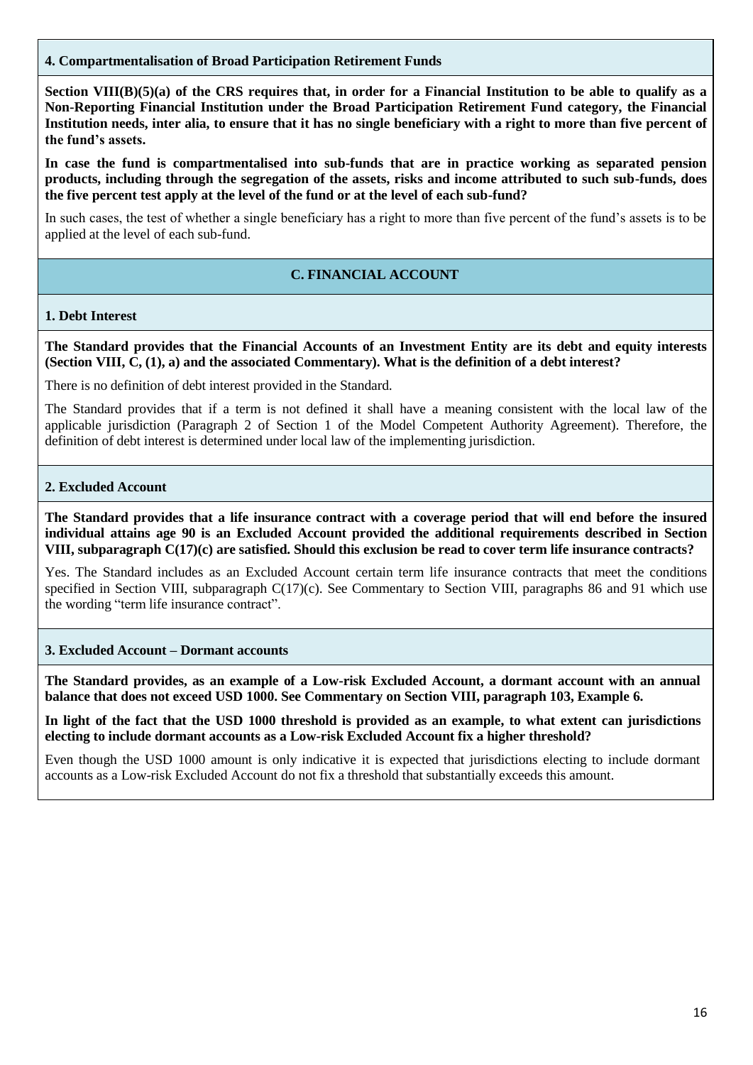#### 4. Compartmentalisation of Broad Participation Retirement Funds

**Section VIII(B)(5)(a) of the CRS requires that, in order for a Financial Institution to be able to qualify as a Non-Reporting Financial Institution under the Broad Participation Retirement Fund category, the Financial Institution needs, inter alia, to ensure that it has no single beneficiary with a right to more than five percent of the fund's assets.**

**In case the fund is compartmentalised into sub-funds that are in practice working as separated pension products, including through the segregation of the assets, risks and income attributed to such sub-funds, does the five percent test apply at the level of the fund or at the level of each sub-fund?**

In such cases, the test of whether a single beneficiary has a right to more than five percent of the fund's assets is to be applied at the level of each sub-fund.

### C. FINANCIAL ACCOUNT

#### 1. Debt Interest

**The Standard provides that the Financial Accounts of an Investment Entity are its debt and equity interests (Section VIII, C, (1), a) and the associated Commentary). What is the definition of a debt interest?**

There is no definition of debt interest provided in the Standard.

The Standard provides that if a term is not defined it shall have a meaning consistent with the local law of the applicable jurisdiction (Paragraph 2 of Section 1 of the Model Competent Authority Agreement). Therefore, the definition of debt interest is determined under local law of the implementing jurisdiction.

#### 2. Excluded Account

**The Standard provides that a life insurance contract with a coverage period that will end before the insured individual attains age 90 is an Excluded Account provided the additional requirements described in Section VIII, subparagraph C(17)(c) are satisfied. Should this exclusion be read to cover term life insurance contracts?**

Yes. The Standard includes as an Excluded Account certain term life insurance contracts that meet the conditions specified in Section VIII, subparagraph C(17)(c). See Commentary to Section VIII, paragraphs 86 and 91 which use the wording "term life insurance contract".

#### 3. Excluded Account – Dormant accounts

**The Standard provides, as an example of a Low-risk Excluded Account, a dormant account with an annual balance that does not exceed USD 1000. See Commentary on Section VIII, paragraph 103, Example 6.**

**In light of the fact that the USD 1000 threshold is provided as an example, to what extent can jurisdictions electing to include dormant accounts as a Low-risk Excluded Account fix a higher threshold?**

Even though the USD 1000 amount is only indicative it is expected that jurisdictions electing to include dormant accounts as a Low-risk Excluded Account do not fix a threshold that substantially exceeds this amount.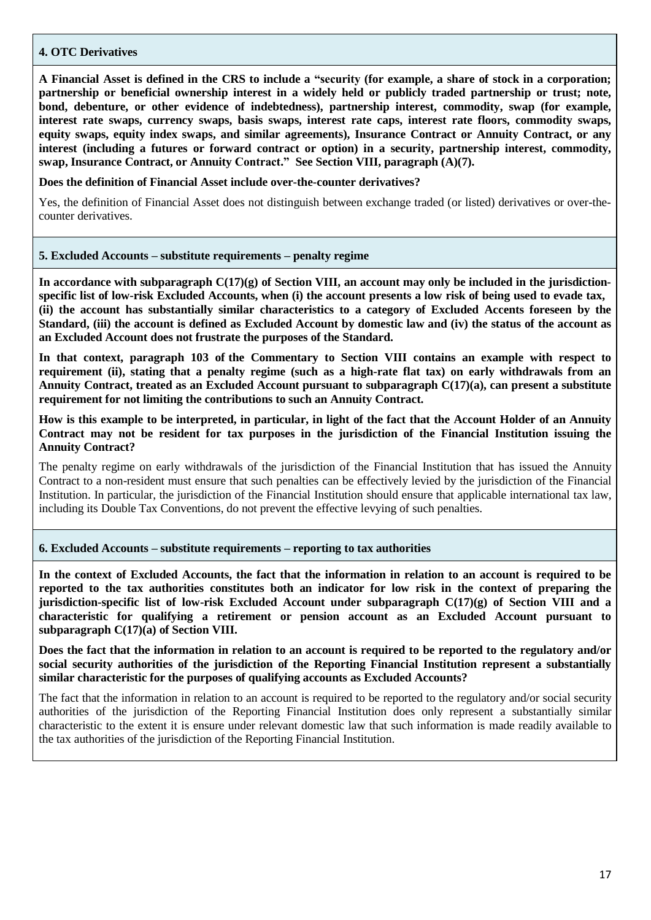#### 4. OTC Derivatives

**A Financial Asset is defined in the CRS to include a "security (for example, a share of stock in a corporation; partnership or beneficial ownership interest in a widely held or publicly traded partnership or trust; note, bond, debenture, or other evidence of indebtedness), partnership interest, commodity, swap (for example, interest rate swaps, currency swaps, basis swaps, interest rate caps, interest rate floors, commodity swaps, equity swaps, equity index swaps, and similar agreements), Insurance Contract or Annuity Contract, or any interest (including a futures or forward contract or option) in a security, partnership interest, commodity, swap, Insurance Contract, or Annuity Contract." See Section VIII, paragraph (A)(7).**

**Does the definition of Financial Asset include over-the-counter derivatives?**

Yes, the definition of Financial Asset does not distinguish between exchange traded (or listed) derivatives or over-the-counter derivatives.

#### 5. Excluded Accounts – substitute requirements – penalty regime

**In accordance with subparagraph C(17)(g) of Section VIII, an account may only be included in the jurisdiction-specific list of low-risk Excluded Accounts, when (i) the account presents a low risk of being used to evade tax, (ii) the account has substantially similar characteristics to a category of Excluded Accents foreseen by the Standard, (iii) the account is defined as Excluded Account by domestic law and (iv) the status of the account as an Excluded Account does not frustrate the purposes of the Standard.**

**In that context, paragraph 103 of the Commentary to Section VIII contains an example with respect to requirement (ii), stating that a penalty regime (such as a high-rate flat tax) on early withdrawals from an Annuity Contract, treated as an Excluded Account pursuant to subparagraph C(17)(a), can present a substitute requirement for not limiting the contributions to such an Annuity Contract.**

**How is this example to be interpreted, in particular, in light of the fact that the Account Holder of an Annuity Contract may not be resident for tax purposes in the jurisdiction of the Financial Institution issuing the Annuity Contract?**

The penalty regime on early withdrawals of the jurisdiction of the Financial Institution that has issued the Annuity Contract to a non-resident must ensure that such penalties can be effectively levied by the jurisdiction of the Financial Institution. In particular, the jurisdiction of the Financial Institution should ensure that applicable international tax law, including its Double Tax Conventions, do not prevent the effective levying of such penalties.

#### 6. Excluded Accounts – substitute requirements – reporting to tax authorities

**In the context of Excluded Accounts, the fact that the information in relation to an account is required to be reported to the tax authorities constitutes both an indicator for low risk in the context of preparing the jurisdiction-specific list of low-risk Excluded Account under subparagraph C(17)(g) of Section VIII and a characteristic for qualifying a retirement or pension account as an Excluded Account pursuant to subparagraph C(17)(a) of Section VIII.**

**Does the fact that the information in relation to an account is required to be reported to the regulatory and/or social security authorities of the jurisdiction of the Reporting Financial Institution represent a substantially similar characteristic for the purposes of qualifying accounts as Excluded Accounts?**

The fact that the information in relation to an account is required to be reported to the regulatory and/or social security authorities of the jurisdiction of the Reporting Financial Institution does only represent a substantially similar characteristic to the extent it is ensure under relevant domestic law that such information is made readily available to the tax authorities of the jurisdiction of the Reporting Financial Institution.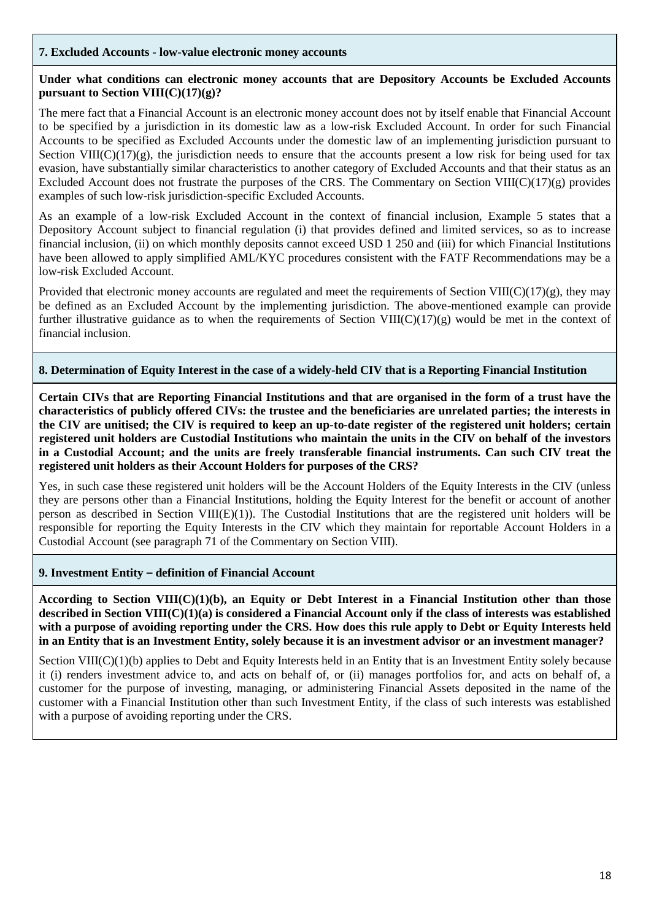### 7. Excluded Accounts - low-value electronic money accounts

**Under what conditions can electronic money accounts that are Depository Accounts be Excluded Accounts pursuant to Section VIII(C)(17)(g)?**

The mere fact that a Financial Account is an electronic money account does not by itself enable that Financial Account to be specified by a jurisdiction in its domestic law as a low-risk Excluded Account. In order for such Financial Accounts to be specified as Excluded Accounts under the domestic law of an implementing jurisdiction pursuant to Section VIII(C)(17)(g), the jurisdiction needs to ensure that the accounts present a low risk for being used for tax evasion, have substantially similar characteristics to another category of Excluded Accounts and that their status as an Excluded Account does not frustrate the purposes of the CRS. The Commentary on Section VIII(C)(17)(g) provides examples of such low-risk jurisdiction-specific Excluded Accounts.

As an example of a low-risk Excluded Account in the context of financial inclusion, Example 5 states that a Depository Account subject to financial regulation (i) that provides defined and limited services, so as to increase financial inclusion, (ii) on which monthly deposits cannot exceed USD 1 250 and (iii) for which Financial Institutions have been allowed to apply simplified AML/KYC procedures consistent with the FATF Recommendations may be a low-risk Excluded Account.

Provided that electronic money accounts are regulated and meet the requirements of Section VIII(C)(17)(g), they may be defined as an Excluded Account by the implementing jurisdiction. The above-mentioned example can provide further illustrative guidance as to when the requirements of Section VIII(C)(17)(g) would be met in the context of financial inclusion.

### 8. Determination of Equity Interest in the case of a widely-held CIV that is a Reporting Financial Institution

**Certain CIVs that are Reporting Financial Institutions and that are organised in the form of a trust have the characteristics of publicly offered CIVs: the trustee and the beneficiaries are unrelated parties; the interests in the CIV are unitised; the CIV is required to keep an up-to-date register of the registered unit holders; certain registered unit holders are Custodial Institutions who maintain the units in the CIV on behalf of the investors in a Custodial Account; and the units are freely transferable financial instruments. Can such CIV treat the registered unit holders as their Account Holders for purposes of the CRS?**

Yes, in such case these registered unit holders will be the Account Holders of the Equity Interests in the CIV (unless they are persons other than a Financial Institutions, holding the Equity Interest for the benefit or account of another person as described in Section VIII(E)(1)). The Custodial Institutions that are the registered unit holders will be responsible for reporting the Equity Interests in the CIV which they maintain for reportable Account Holders in a Custodial Account (see paragraph 71 of the Commentary on Section VIII).

### 9. Investment Entity – definition of Financial Account

**According to Section VIII(C)(1)(b), an Equity or Debt Interest in a Financial Institution other than those described in Section VIII(C)(1)(a) is considered a Financial Account only if the class of interests was established with a purpose of avoiding reporting under the CRS. How does this rule apply to Debt or Equity Interests held in an Entity that is an Investment Entity, solely because it is an investment advisor or an investment manager?**

Section VIII(C)(1)(b) applies to Debt and Equity Interests held in an Entity that is an Investment Entity solely because it (i) renders investment advice to, and acts on behalf of, or (ii) manages portfolios for, and acts on behalf of, a customer for the purpose of investing, managing, or administering Financial Assets deposited in the name of the customer with a Financial Institution other than such Investment Entity, if the class of such interests was established with a purpose of avoiding reporting under the CRS.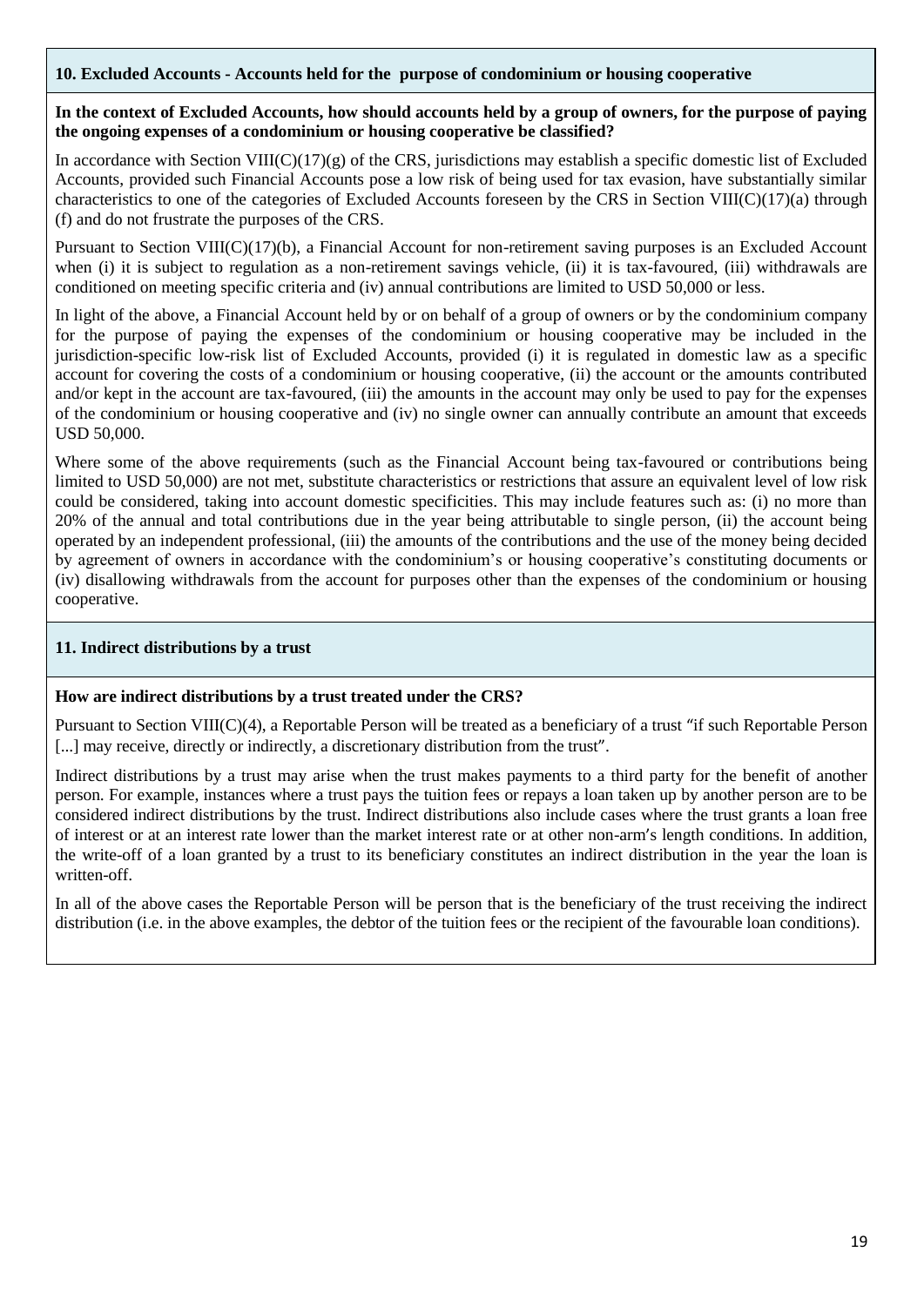### 10. Excluded Accounts - Accounts held for the purpose of condominium or housing cooperative

**In the context of Excluded Accounts, how should accounts held by a group of owners, for the purpose of paying the ongoing expenses of a condominium or housing cooperative be classified?**

In accordance with Section VIII(C)(17)(g) of the CRS, jurisdictions may establish a specific domestic list of Excluded Accounts, provided such Financial Accounts pose a low risk of being used for tax evasion, have substantially similar characteristics to one of the categories of Excluded Accounts foreseen by the CRS in Section VIII(C)(17)(a) through (f) and do not frustrate the purposes of the CRS.

Pursuant to Section VIII(C)(17)(b), a Financial Account for non-retirement saving purposes is an Excluded Account when (i) it is subject to regulation as a non-retirement savings vehicle, (ii) it is tax-favoured, (iii) withdrawals are conditioned on meeting specific criteria and (iv) annual contributions are limited to USD 50,000 or less.

In light of the above, a Financial Account held by or on behalf of a group of owners or by the condominium company for the purpose of paying the expenses of the condominium or housing cooperative may be included in the jurisdiction-specific low-risk list of Excluded Accounts, provided (i) it is regulated in domestic law as a specific account for covering the costs of a condominium or housing cooperative, (ii) the account or the amounts contributed and/or kept in the account are tax-favoured, (iii) the amounts in the account may only be used to pay for the expenses of the condominium or housing cooperative and (iv) no single owner can annually contribute an amount that exceeds USD 50,000.

Where some of the above requirements (such as the Financial Account being tax-favoured or contributions being limited to USD 50,000) are not met, substitute characteristics or restrictions that assure an equivalent level of low risk could be considered, taking into account domestic specificities. This may include features such as: (i) no more than 20% of the annual and total contributions due in the year being attributable to single person, (ii) the account being operated by an independent professional, (iii) the amounts of the contributions and the use of the money being decided by agreement of owners in accordance with the condominium's or housing cooperative's constituting documents or (iv) disallowing withdrawals from the account for purposes other than the expenses of the condominium or housing cooperative.

### 11. Indirect distributions by a trust

**How are indirect distributions by a trust treated under the CRS?**

Pursuant to Section VIII(C)(4), a Reportable Person will be treated as a beneficiary of a trust "if such Reportable Person [...] may receive, directly or indirectly, a discretionary distribution from the trust".

Indirect distributions by a trust may arise when the trust makes payments to a third party for the benefit of another person. For example, instances where a trust pays the tuition fees or repays a loan taken up by another person are to be considered indirect distributions by the trust. Indirect distributions also include cases where the trust grants a loan free of interest or at an interest rate lower than the market interest rate or at other non-arm's length conditions. In addition, the write-off of a loan granted by a trust to its beneficiary constitutes an indirect distribution in the year the loan is written-off.

In all of the above cases the Reportable Person will be person that is the beneficiary of the trust receiving the indirect distribution (i.e. in the above examples, the debtor of the tuition fees or the recipient of the favourable loan conditions).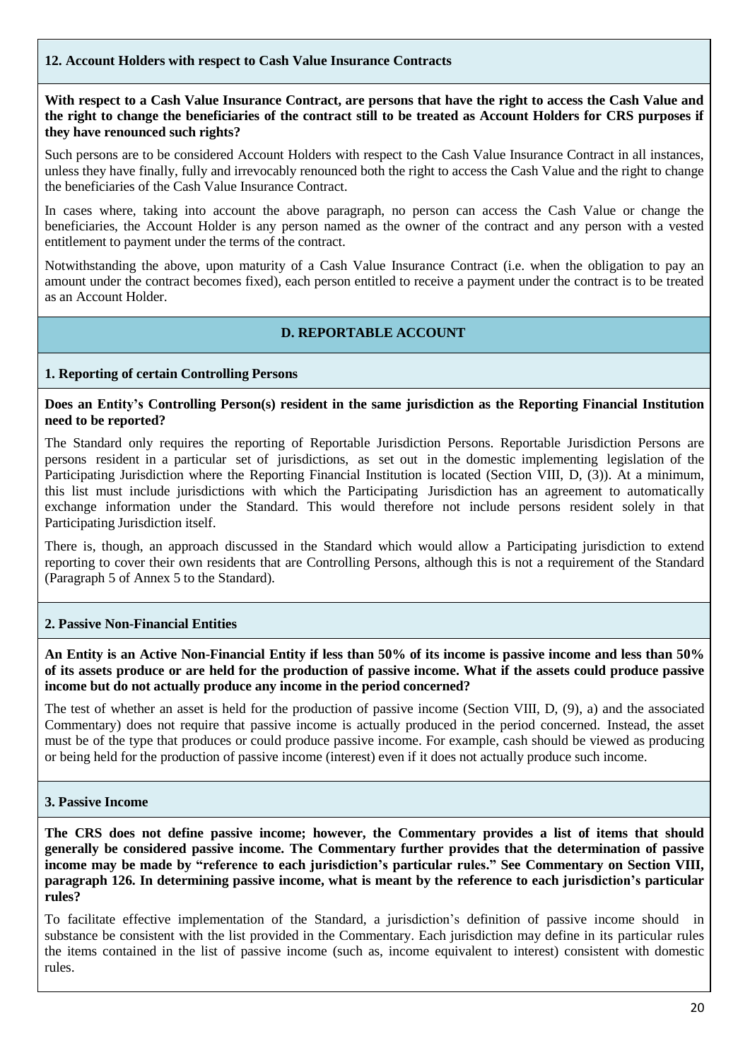### 12. Account Holders with respect to Cash Value Insurance Contracts

**With respect to a Cash Value Insurance Contract, are persons that have the right to access the Cash Value and the right to change the beneficiaries of the contract still to be treated as Account Holders for CRS purposes if they have renounced such rights?**

Such persons are to be considered Account Holders with respect to the Cash Value Insurance Contract in all instances, unless they have finally, fully and irrevocably renounced both the right to access the Cash Value and the right to change the beneficiaries of the Cash Value Insurance Contract.

In cases where, taking into account the above paragraph, no person can access the Cash Value or change the beneficiaries, the Account Holder is any person named as the owner of the contract and any person with a vested entitlement to payment under the terms of the contract.

Notwithstanding the above, upon maturity of a Cash Value Insurance Contract (i.e. when the obligation to pay an amount under the contract becomes fixed), each person entitled to receive a payment under the contract is to be treated as an Account Holder.

## D. REPORTABLE ACCOUNT

### 1. Reporting of certain Controlling Persons

**Does an Entity's Controlling Person(s) resident in the same jurisdiction as the Reporting Financial Institution need to be reported?**

The Standard only requires the reporting of Reportable Jurisdiction Persons. Reportable Jurisdiction Persons are persons resident in a particular set of jurisdictions, as set out in the domestic implementing legislation of the Participating Jurisdiction where the Reporting Financial Institution is located (Section VIII, D, (3)). At a minimum, this list must include jurisdictions with which the Participating Jurisdiction has an agreement to automatically exchange information under the Standard. This would therefore not include persons resident solely in that Participating Jurisdiction itself.

There is, though, an approach discussed in the Standard which would allow a Participating jurisdiction to extend reporting to cover their own residents that are Controlling Persons, although this is not a requirement of the Standard (Paragraph 5 of Annex 5 to the Standard).

### 2. Passive Non-Financial Entities

**An Entity is an Active Non-Financial Entity if less than 50% of its income is passive income and less than 50% of its assets produce or are held for the production of passive income. What if the assets could produce passive income but do not actually produce any income in the period concerned?**

The test of whether an asset is held for the production of passive income (Section VIII, D, (9), a) and the associated Commentary) does not require that passive income is actually produced in the period concerned. Instead, the asset must be of the type that produces or could produce passive income. For example, cash should be viewed as producing or being held for the production of passive income (interest) even if it does not actually produce such income.

### 3. Passive Income

**The CRS does not define passive income; however, the Commentary provides a list of items that should generally be considered passive income. The Commentary further provides that the determination of passive income may be made by "reference to each jurisdiction's particular rules." See Commentary on Section VIII, paragraph 126. In determining passive income, what is meant by the reference to each jurisdiction's particular rules?**

To facilitate effective implementation of the Standard, a jurisdiction's definition of passive income should in substance be consistent with the list provided in the Commentary. Each jurisdiction may define in its particular rules the items contained in the list of passive income (such as, income equivalent to interest) consistent with domestic rules.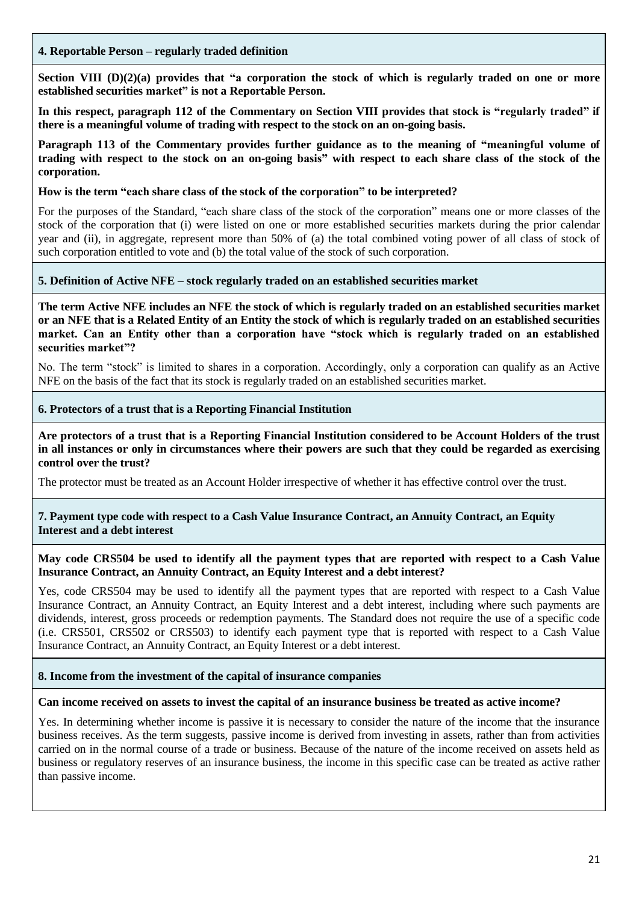#### 4. Reportable Person – regularly traded definition

**Section VIII (D)(2)(a) provides that "a corporation the stock of which is regularly traded on one or more established securities market" is not a Reportable Person.**

**In this respect, paragraph 112 of the Commentary on Section VIII provides that stock is "regularly traded" if there is a meaningful volume of trading with respect to the stock on an on-going basis.**

**Paragraph 113 of the Commentary provides further guidance as to the meaning of "meaningful volume of trading with respect to the stock on an on-going basis" with respect to each share class of the stock of the corporation.**

**How is the term "each share class of the stock of the corporation" to be interpreted?**

For the purposes of the Standard, "each share class of the stock of the corporation" means one or more classes of the stock of the corporation that (i) were listed on one or more established securities markets during the prior calendar year and (ii), in aggregate, represent more than 50% of (a) the total combined voting power of all class of stock of such corporation entitled to vote and (b) the total value of the stock of such corporation.

#### 5. Definition of Active NFE – stock regularly traded on an established securities market

**The term Active NFE includes an NFE the stock of which is regularly traded on an established securities market or an NFE that is a Related Entity of an Entity the stock of which is regularly traded on an established securities market. Can an Entity other than a corporation have "stock which is regularly traded on an established securities market"?**

No. The term "stock" is limited to shares in a corporation. Accordingly, only a corporation can qualify as an Active NFE on the basis of the fact that its stock is regularly traded on an established securities market.

#### 6. Protectors of a trust that is a Reporting Financial Institution

**Are protectors of a trust that is a Reporting Financial Institution considered to be Account Holders of the trust in all instances or only in circumstances where their powers are such that they could be regarded as exercising control over the trust?**

The protector must be treated as an Account Holder irrespective of whether it has effective control over the trust.

#### 7. Payment type code with respect to a Cash Value Insurance Contract, an Annuity Contract, an Equity Interest and a debt interest

**May code CRS504 be used to identify all the payment types that are reported with respect to a Cash Value Insurance Contract, an Annuity Contract, an Equity Interest and a debt interest?**

Yes, code CRS504 may be used to identify all the payment types that are reported with respect to a Cash Value Insurance Contract, an Annuity Contract, an Equity Interest and a debt interest, including where such payments are dividends, interest, gross proceeds or redemption payments. The Standard does not require the use of a specific code (i.e. CRS501, CRS502 or CRS503) to identify each payment type that is reported with respect to a Cash Value Insurance Contract, an Annuity Contract, an Equity Interest or a debt interest.

#### 8. Income from the investment of the capital of insurance companies

**Can income received on assets to invest the capital of an insurance business be treated as active income?**

Yes. In determining whether income is passive it is necessary to consider the nature of the income that the insurance business receives. As the term suggests, passive income is derived from investing in assets, rather than from activities carried on in the normal course of a trade or business. Because of the nature of the income received on assets held as business or regulatory reserves of an insurance business, the income in this specific case can be treated as active rather than passive income.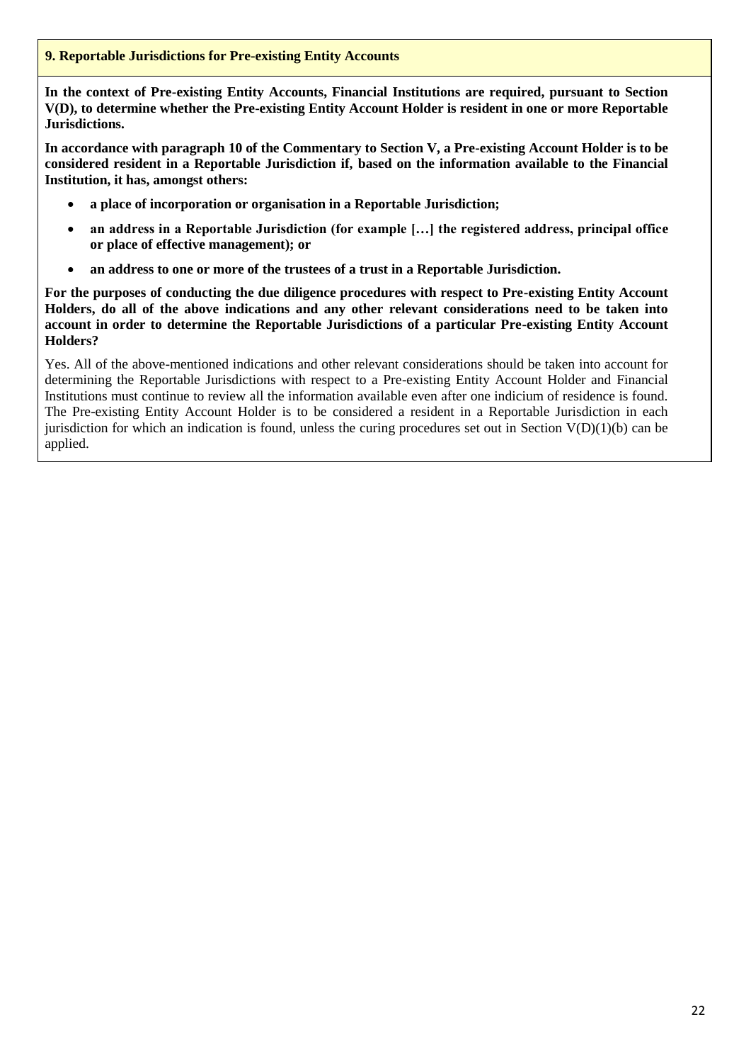**9. Reportable Jurisdictions for Pre-existing Entity Accounts**

**In the context of Pre-existing Entity Accounts, Financial Institutions are required, pursuant to Section V(D), to determine whether the Pre-existing Entity Account Holder is resident in one or more Reportable Jurisdictions.**

**In accordance with paragraph 10 of the Commentary to Section V, a Pre-existing Account Holder is to be considered resident in a Reportable Jurisdiction if, based on the information available to the Financial Institution, it has, amongst others:**

- **a place of incorporation or organisation in a Reportable Jurisdiction;**
- **an address in a Reportable Jurisdiction (for example […] the registered address, principal office or place of effective management); or**
- **an address to one or more of the trustees of a trust in a Reportable Jurisdiction.**

**For the purposes of conducting the due diligence procedures with respect to Pre-existing Entity Account Holders, do all of the above indications and any other relevant considerations need to be taken into account in order to determine the Reportable Jurisdictions of a particular Pre-existing Entity Account Holders?**

Yes. All of the above-mentioned indications and other relevant considerations should be taken into account for determining the Reportable Jurisdictions with respect to a Pre-existing Entity Account Holder and Financial Institutions must continue to review all the information available even after one indicium of residence is found. The Pre-existing Entity Account Holder is to be considered a resident in a Reportable Jurisdiction in each jurisdiction for which an indication is found, unless the curing procedures set out in Section V(D)(1)(b) can be applied.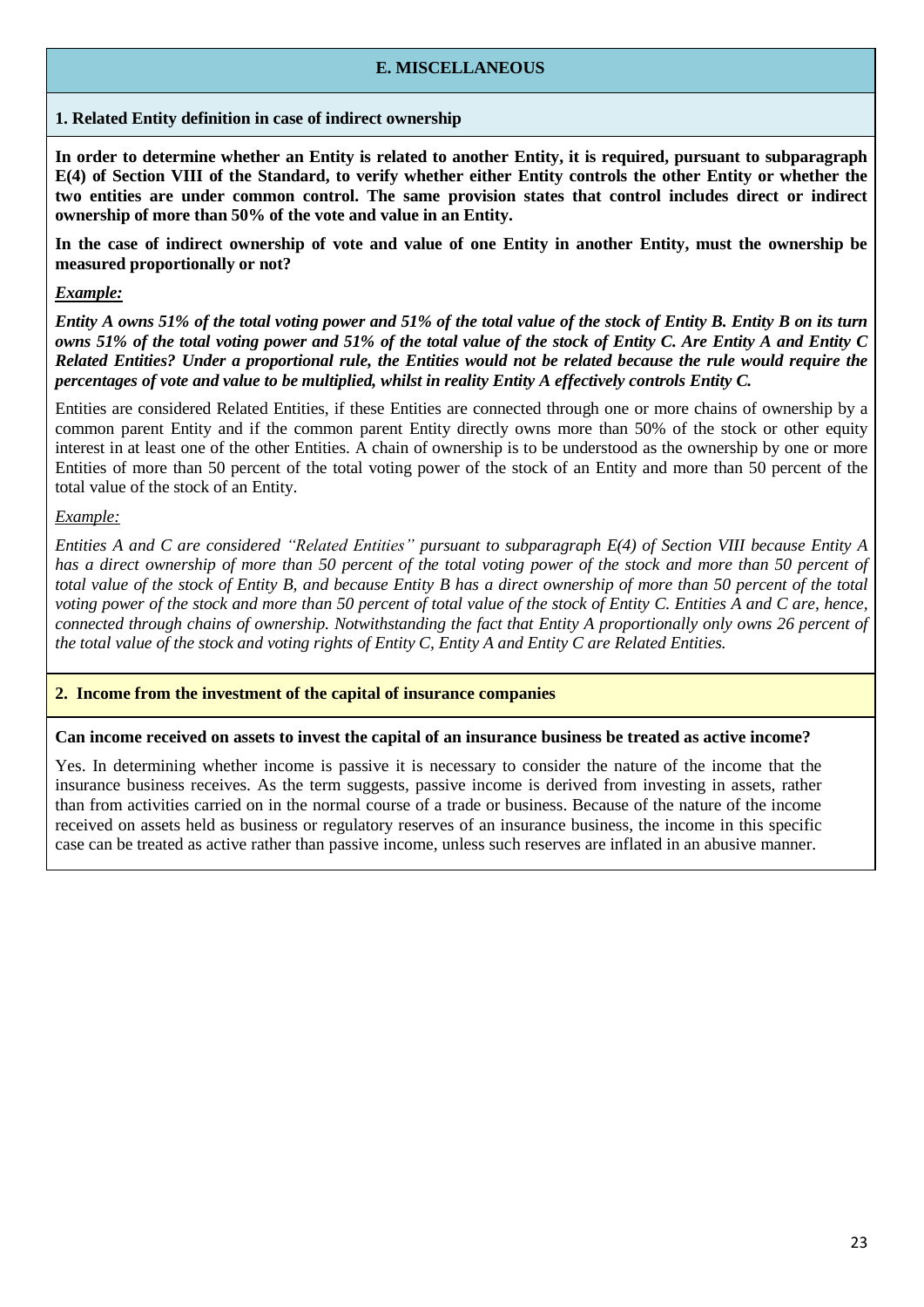## E. MISCELLANEOUS

### 1. Related Entity definition in case of indirect ownership

**In order to determine whether an Entity is related to another Entity, it is required, pursuant to subparagraph E(4) of Section VIII of the Standard, to verify whether either Entity controls the other Entity or whether the two entities are under common control. The same provision states that control includes direct or indirect ownership of more than 50% of the vote and value in an Entity.**

**In the case of indirect ownership of vote and value of one Entity in another Entity, must the ownership be measured proportionally or not?**

***Example:***

***Entity A owns 51% of the total voting power and 51% of the total value of the stock of Entity B. Entity B on its turn owns 51% of the total voting power and 51% of the total value of the stock of Entity C. Are Entity A and Entity C Related Entities? Under a proportional rule, the Entities would not be related because the rule would require the percentages of vote and value to be multiplied, whilst in reality Entity A effectively controls Entity C.***

Entities are considered Related Entities, if these Entities are connected through one or more chains of ownership by a common parent Entity and if the common parent Entity directly owns more than 50% of the stock or other equity interest in at least one of the other Entities. A chain of ownership is to be understood as the ownership by one or more Entities of more than 50 percent of the total voting power of the stock of an Entity and more than 50 percent of the total value of the stock of an Entity.

*Example:*

*Entities A and C are considered "Related Entities" pursuant to subparagraph E(4) of Section VIII because Entity A has a direct ownership of more than 50 percent of the total voting power of the stock and more than 50 percent of total value of the stock of Entity B, and because Entity B has a direct ownership of more than 50 percent of the total voting power of the stock and more than 50 percent of total value of the stock of Entity C. Entities A and C are, hence, connected through chains of ownership. Notwithstanding the fact that Entity A proportionally only owns 26 percent of the total value of the stock and voting rights of Entity C, Entity A and Entity C are Related Entities.*

### 2. Income from the investment of the capital of insurance companies

**Can income received on assets to invest the capital of an insurance business be treated as active income?**

Yes. In determining whether income is passive it is necessary to consider the nature of the income that the insurance business receives. As the term suggests, passive income is derived from investing in assets, rather than from activities carried on in the normal course of a trade or business. Because of the nature of the income received on assets held as business or regulatory reserves of an insurance business, the income in this specific case can be treated as active rather than passive income, unless such reserves are inflated in an abusive manner.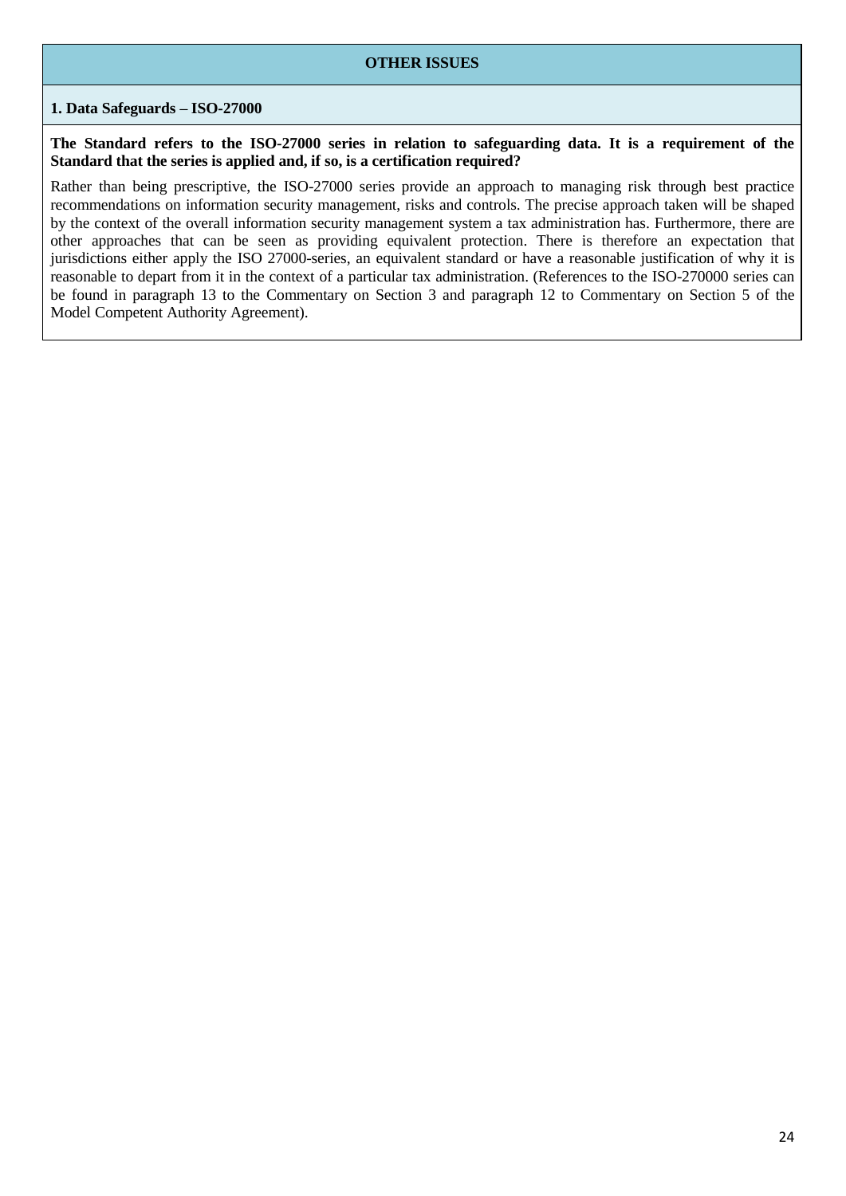## OTHER ISSUES

### 1. Data Safeguards – ISO-27000

**The Standard refers to the ISO-27000 series in relation to safeguarding data. It is a requirement of the Standard that the series is applied and, if so, is a certification required?**

Rather than being prescriptive, the ISO-27000 series provide an approach to managing risk through best practice recommendations on information security management, risks and controls. The precise approach taken will be shaped by the context of the overall information security management system a tax administration has. Furthermore, there are other approaches that can be seen as providing equivalent protection. There is therefore an expectation that jurisdictions either apply the ISO 27000-series, an equivalent standard or have a reasonable justification of why it is reasonable to depart from it in the context of a particular tax administration. (References to the ISO-270000 series can be found in paragraph 13 to the Commentary on Section 3 and paragraph 12 to Commentary on Section 5 of the Model Competent Authority Agreement).